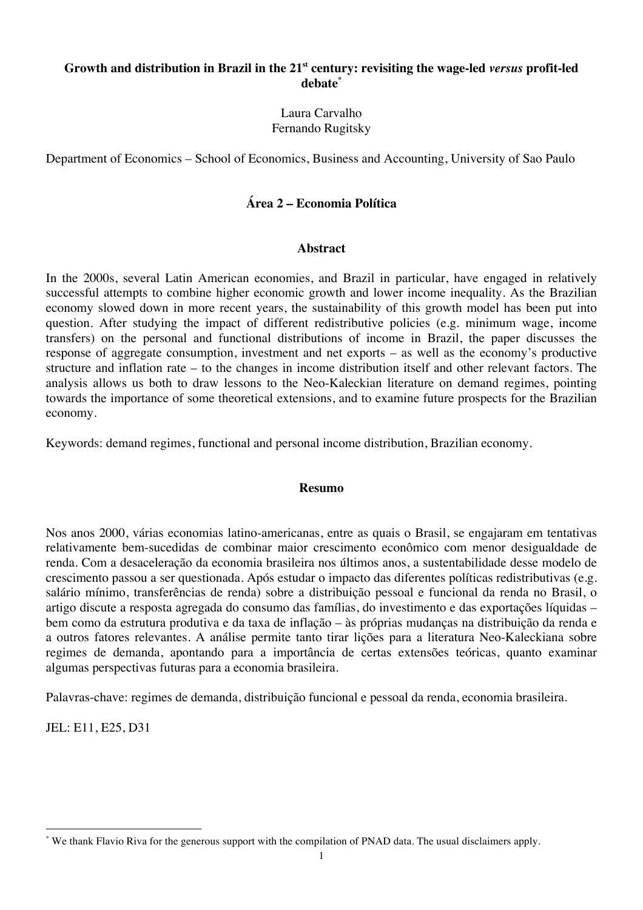# Growth and distribution in Brazil in the 21st century: revisiting the wage-led *versus* profit-led debate[*]

Laura Carvalho
Fernando Rugitsky

Department of Economics – School of Economics, Business and Accounting, University of Sao Paulo

**Área 2 – Economia Política**

## Abstract

In the 2000s, several Latin American economies, and Brazil in particular, have engaged in relatively successful attempts to combine higher economic growth and lower income inequality. As the Brazilian economy slowed down in more recent years, the sustainability of this growth model has been put into question. After studying the impact of different redistributive policies (e.g. minimum wage, income transfers) on the personal and functional distributions of income in Brazil, the paper discusses the response of aggregate consumption, investment and net exports – as well as the economy's productive structure and inflation rate – to the changes in income distribution itself and other relevant factors. The analysis allows us both to draw lessons to the Neo-Kaleckian literature on demand regimes, pointing towards the importance of some theoretical extensions, and to examine future prospects for the Brazilian economy.

Keywords: demand regimes, functional and personal income distribution, Brazilian economy.

## Resumo

Nos anos 2000, várias economias latino-americanas, entre as quais o Brasil, se engajaram em tentativas relativamente bem-sucedidas de combinar maior crescimento econômico com menor desigualdade de renda. Com a desaceleração da economia brasileira nos últimos anos, a sustentabilidade desse modelo de crescimento passou a ser questionada. Após estudar o impacto das diferentes políticas redistributivas (e.g. salário mínimo, transferências de renda) sobre a distribuição pessoal e funcional da renda no Brasil, o artigo discute a resposta agregada do consumo das famílias, do investimento e das exportações líquidas – bem como da estrutura produtiva e da taxa de inflação – às próprias mudanças na distribuição da renda e a outros fatores relevantes. A análise permite tanto tirar lições para a literatura Neo-Kaleckiana sobre regimes de demanda, apontando para a importância de certas extensões teóricas, quanto examinar algumas perspectivas futuras para a economia brasileira.

Palavras-chave: regimes de demanda, distribuição funcional e pessoal da renda, economia brasileira.

JEL: E11, E25, D31

---

[*] We thank Flavio Riva for the generous support with the compilation of PNAD data. The usual disclaimers apply.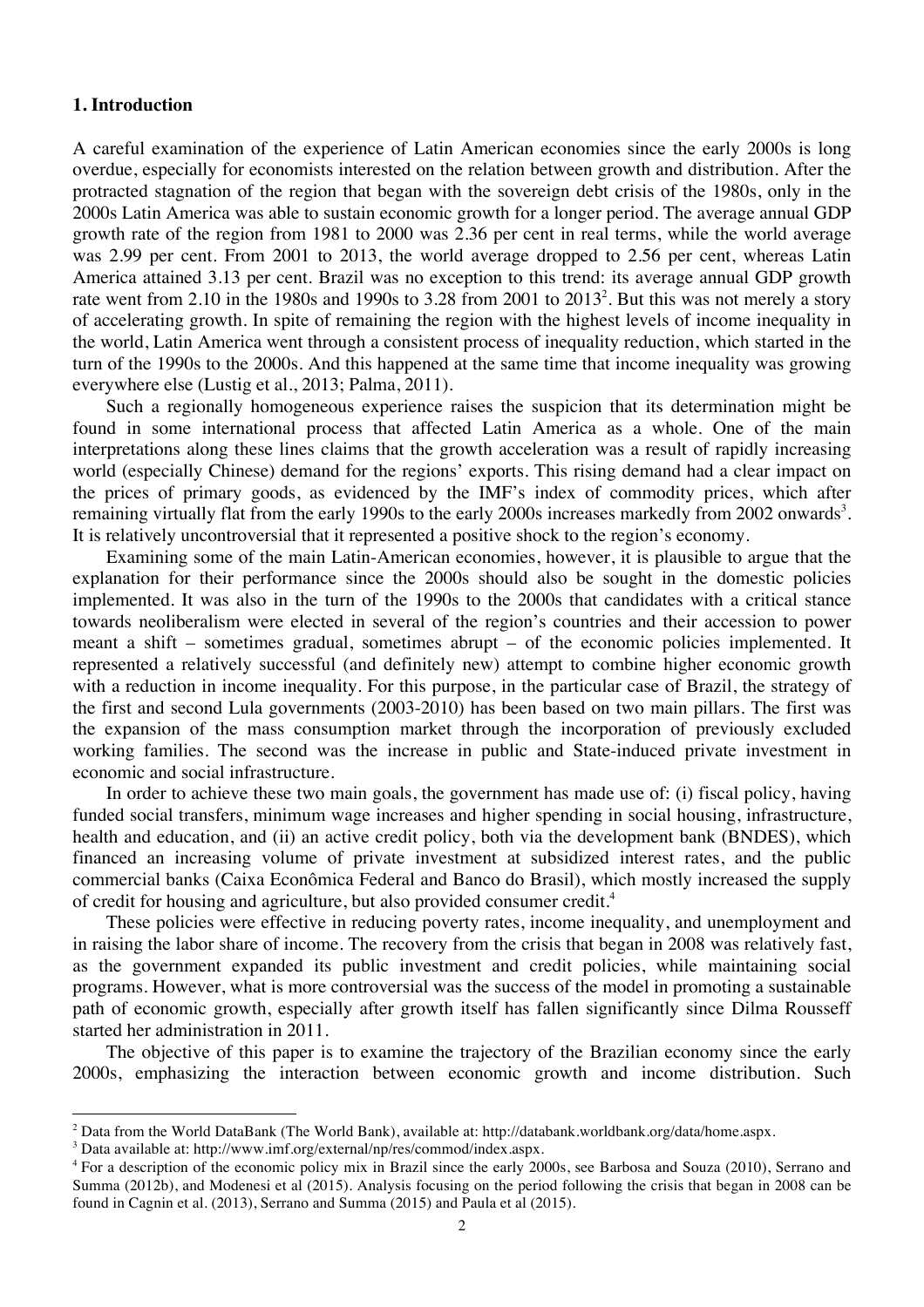## 1. Introduction

A careful examination of the experience of Latin American economies since the early 2000s is long overdue, especially for economists interested on the relation between growth and distribution. After the protracted stagnation of the region that began with the sovereign debt crisis of the 1980s, only in the 2000s Latin America was able to sustain economic growth for a longer period. The average annual GDP growth rate of the region from 1981 to 2000 was 2.36 per cent in real terms, while the world average was 2.99 per cent. From 2001 to 2013, the world average dropped to 2.56 per cent, whereas Latin America attained 3.13 per cent. Brazil was no exception to this trend: its average annual GDP growth rate went from 2.10 in the 1980s and 1990s to 3.28 from 2001 to 2013[2]. But this was not merely a story of accelerating growth. In spite of remaining the region with the highest levels of income inequality in the world, Latin America went through a consistent process of inequality reduction, which started in the turn of the 1990s to the 2000s. And this happened at the same time that income inequality was growing everywhere else (Lustig et al., 2013; Palma, 2011).

Such a regionally homogeneous experience raises the suspicion that its determination might be found in some international process that affected Latin America as a whole. One of the main interpretations along these lines claims that the growth acceleration was a result of rapidly increasing world (especially Chinese) demand for the regions' exports. This rising demand had a clear impact on the prices of primary goods, as evidenced by the IMF's index of commodity prices, which after remaining virtually flat from the early 1990s to the early 2000s increases markedly from 2002 onwards[3]. It is relatively uncontroversial that it represented a positive shock to the region's economy.

Examining some of the main Latin-American economies, however, it is plausible to argue that the explanation for their performance since the 2000s should also be sought in the domestic policies implemented. It was also in the turn of the 1990s to the 2000s that candidates with a critical stance towards neoliberalism were elected in several of the region's countries and their accession to power meant a shift – sometimes gradual, sometimes abrupt – of the economic policies implemented. It represented a relatively successful (and definitely new) attempt to combine higher economic growth with a reduction in income inequality. For this purpose, in the particular case of Brazil, the strategy of the first and second Lula governments (2003-2010) has been based on two main pillars. The first was the expansion of the mass consumption market through the incorporation of previously excluded working families. The second was the increase in public and State-induced private investment in economic and social infrastructure.

In order to achieve these two main goals, the government has made use of: (i) fiscal policy, having funded social transfers, minimum wage increases and higher spending in social housing, infrastructure, health and education, and (ii) an active credit policy, both via the development bank (BNDES), which financed an increasing volume of private investment at subsidized interest rates, and the public commercial banks (Caixa Econômica Federal and Banco do Brasil), which mostly increased the supply of credit for housing and agriculture, but also provided consumer credit.[4]

These policies were effective in reducing poverty rates, income inequality, and unemployment and in raising the labor share of income. The recovery from the crisis that began in 2008 was relatively fast, as the government expanded its public investment and credit policies, while maintaining social programs. However, what is more controversial was the success of the model in promoting a sustainable path of economic growth, especially after growth itself has fallen significantly since Dilma Rousseff started her administration in 2011.

The objective of this paper is to examine the trajectory of the Brazilian economy since the early 2000s, emphasizing the interaction between economic growth and income distribution. Such

---

[2] Data from the World DataBank (The World Bank), available at: http://databank.worldbank.org/data/home.aspx.

[3] Data available at: http://www.imf.org/external/np/res/commod/index.aspx.

[4] For a description of the economic policy mix in Brazil since the early 2000s, see Barbosa and Souza (2010), Serrano and Summa (2012b), and Modenesi et al (2015). Analysis focusing on the period following the crisis that began in 2008 can be found in Cagnin et al. (2013), Serrano and Summa (2015) and Paula et al (2015).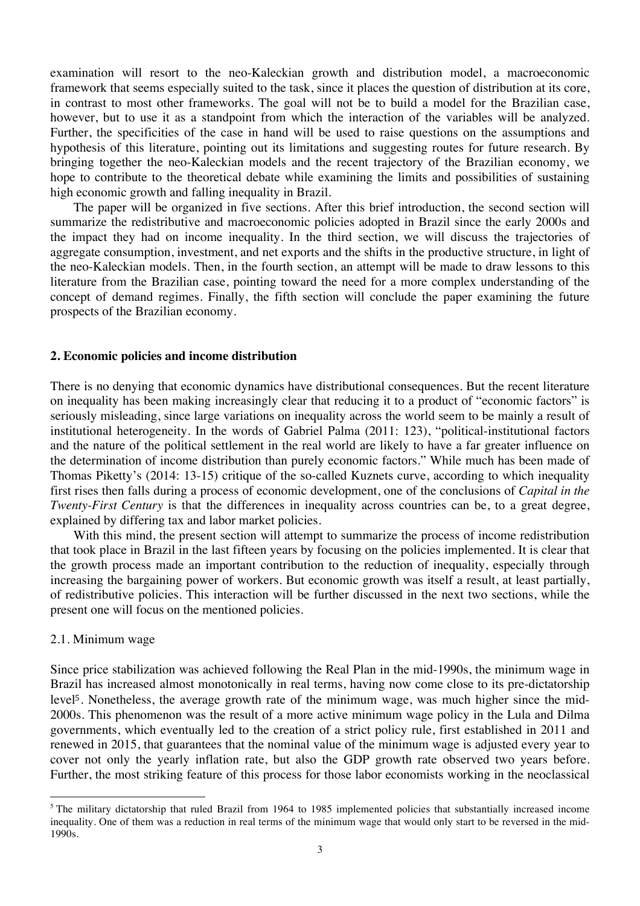examination will resort to the neo-Kaleckian growth and distribution model, a macroeconomic framework that seems especially suited to the task, since it places the question of distribution at its core, in contrast to most other frameworks. The goal will not be to build a model for the Brazilian case, however, but to use it as a standpoint from which the interaction of the variables will be analyzed. Further, the specificities of the case in hand will be used to raise questions on the assumptions and hypothesis of this literature, pointing out its limitations and suggesting routes for future research. By bringing together the neo-Kaleckian models and the recent trajectory of the Brazilian economy, we hope to contribute to the theoretical debate while examining the limits and possibilities of sustaining high economic growth and falling inequality in Brazil.

The paper will be organized in five sections. After this brief introduction, the second section will summarize the redistributive and macroeconomic policies adopted in Brazil since the early 2000s and the impact they had on income inequality. In the third section, we will discuss the trajectories of aggregate consumption, investment, and net exports and the shifts in the productive structure, in light of the neo-Kaleckian models. Then, in the fourth section, an attempt will be made to draw lessons to this literature from the Brazilian case, pointing toward the need for a more complex understanding of the concept of demand regimes. Finally, the fifth section will conclude the paper examining the future prospects of the Brazilian economy.

## 2. Economic policies and income distribution

There is no denying that economic dynamics have distributional consequences. But the recent literature on inequality has been making increasingly clear that reducing it to a product of "economic factors" is seriously misleading, since large variations on inequality across the world seem to be mainly a result of institutional heterogeneity. In the words of Gabriel Palma (2011: 123), "political-institutional factors and the nature of the political settlement in the real world are likely to have a far greater influence on the determination of income distribution than purely economic factors." While much has been made of Thomas Piketty's (2014: 13-15) critique of the so-called Kuznets curve, according to which inequality first rises then falls during a process of economic development, one of the conclusions of *Capital in the Twenty-First Century* is that the differences in inequality across countries can be, to a great degree, explained by differing tax and labor market policies.

With this mind, the present section will attempt to summarize the process of income redistribution that took place in Brazil in the last fifteen years by focusing on the policies implemented. It is clear that the growth process made an important contribution to the reduction of inequality, especially through increasing the bargaining power of workers. But economic growth was itself a result, at least partially, of redistributive policies. This interaction will be further discussed in the next two sections, while the present one will focus on the mentioned policies.

### 2.1. Minimum wage

Since price stabilization was achieved following the Real Plan in the mid-1990s, the minimum wage in Brazil has increased almost monotonically in real terms, having now come close to its pre-dictatorship level[5]. Nonetheless, the average growth rate of the minimum wage, was much higher since the mid-2000s. This phenomenon was the result of a more active minimum wage policy in the Lula and Dilma governments, which eventually led to the creation of a strict policy rule, first established in 2011 and renewed in 2015, that guarantees that the nominal value of the minimum wage is adjusted every year to cover not only the yearly inflation rate, but also the GDP growth rate observed two years before. Further, the most striking feature of this process for those labor economists working in the neoclassical

[5] The military dictatorship that ruled Brazil from 1964 to 1985 implemented policies that substantially increased income inequality. One of them was a reduction in real terms of the minimum wage that would only start to be reversed in the mid-1990s.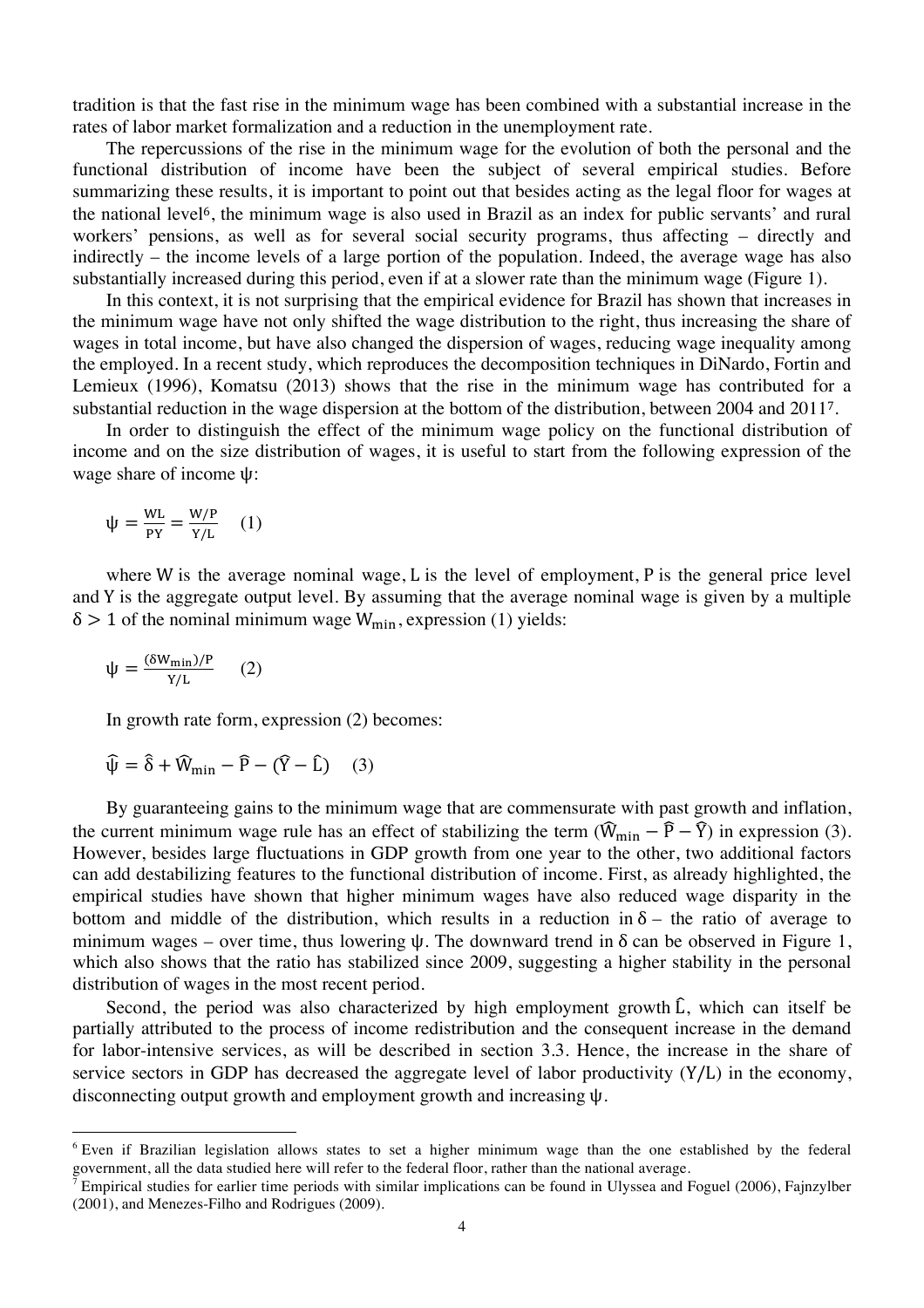tradition is that the fast rise in the minimum wage has been combined with a substantial increase in the rates of labor market formalization and a reduction in the unemployment rate.

The repercussions of the rise in the minimum wage for the evolution of both the personal and the functional distribution of income have been the subject of several empirical studies. Before summarizing these results, it is important to point out that besides acting as the legal floor for wages at the national level[6], the minimum wage is also used in Brazil as an index for public servants' and rural workers' pensions, as well as for several social security programs, thus affecting – directly and indirectly – the income levels of a large portion of the population. Indeed, the average wage has also substantially increased during this period, even if at a slower rate than the minimum wage (Figure 1).

In this context, it is not surprising that the empirical evidence for Brazil has shown that increases in the minimum wage have not only shifted the wage distribution to the right, thus increasing the share of wages in total income, but have also changed the dispersion of wages, reducing wage inequality among the employed. In a recent study, which reproduces the decomposition techniques in DiNardo, Fortin and Lemieux (1996), Komatsu (2013) shows that the rise in the minimum wage has contributed for a substantial reduction in the wage dispersion at the bottom of the distribution, between 2004 and 2011[7].

In order to distinguish the effect of the minimum wage policy on the functional distribution of income and on the size distribution of wages, it is useful to start from the following expression of the wage share of income $\psi$:

$$\psi = \frac{WL}{PY} = \frac{W/P}{Y/L} \quad (1)$$

where $W$ is the average nominal wage, $L$ is the level of employment, $P$ is the general price level and $Y$ is the aggregate output level. By assuming that the average nominal wage is given by a multiple $\delta > 1$ of the nominal minimum wage $W_{min}$, expression (1) yields:

$$\psi = \frac{(\delta W_{min})/P}{Y/L} \quad (2)$$

In growth rate form, expression (2) becomes:

$$\hat{\psi} = \hat{\delta} + \hat{W}_{min} - \hat{P} - (\hat{Y} - \hat{L}) \quad (3)$$

By guaranteeing gains to the minimum wage that are commensurate with past growth and inflation, the current minimum wage rule has an effect of stabilizing the term $(\hat{W}_{min} - \hat{P} - \hat{Y})$ in expression (3). However, besides large fluctuations in GDP growth from one year to the other, two additional factors can add destabilizing features to the functional distribution of income. First, as already highlighted, the empirical studies have shown that higher minimum wages have also reduced wage disparity in the bottom and middle of the distribution, which results in a reduction in $\delta$ – the ratio of average to minimum wages – over time, thus lowering $\psi$. The downward trend in $\delta$ can be observed in Figure 1, which also shows that the ratio has stabilized since 2009, suggesting a higher stability in the personal distribution of wages in the most recent period.

Second, the period was also characterized by high employment growth $\hat{L}$, which can itself be partially attributed to the process of income redistribution and the consequent increase in the demand for labor-intensive services, as will be described in section 3.3. Hence, the increase in the share of service sectors in GDP has decreased the aggregate level of labor productivity $(Y/L)$ in the economy, disconnecting output growth and employment growth and increasing $\psi$.

---

[6] Even if Brazilian legislation allows states to set a higher minimum wage than the one established by the federal government, all the data studied here will refer to the federal floor, rather than the national average.

[7] Empirical studies for earlier time periods with similar implications can be found in Ulyssea and Foguel (2006), Fajnzylber (2001), and Menezes-Filho and Rodrigues (2009).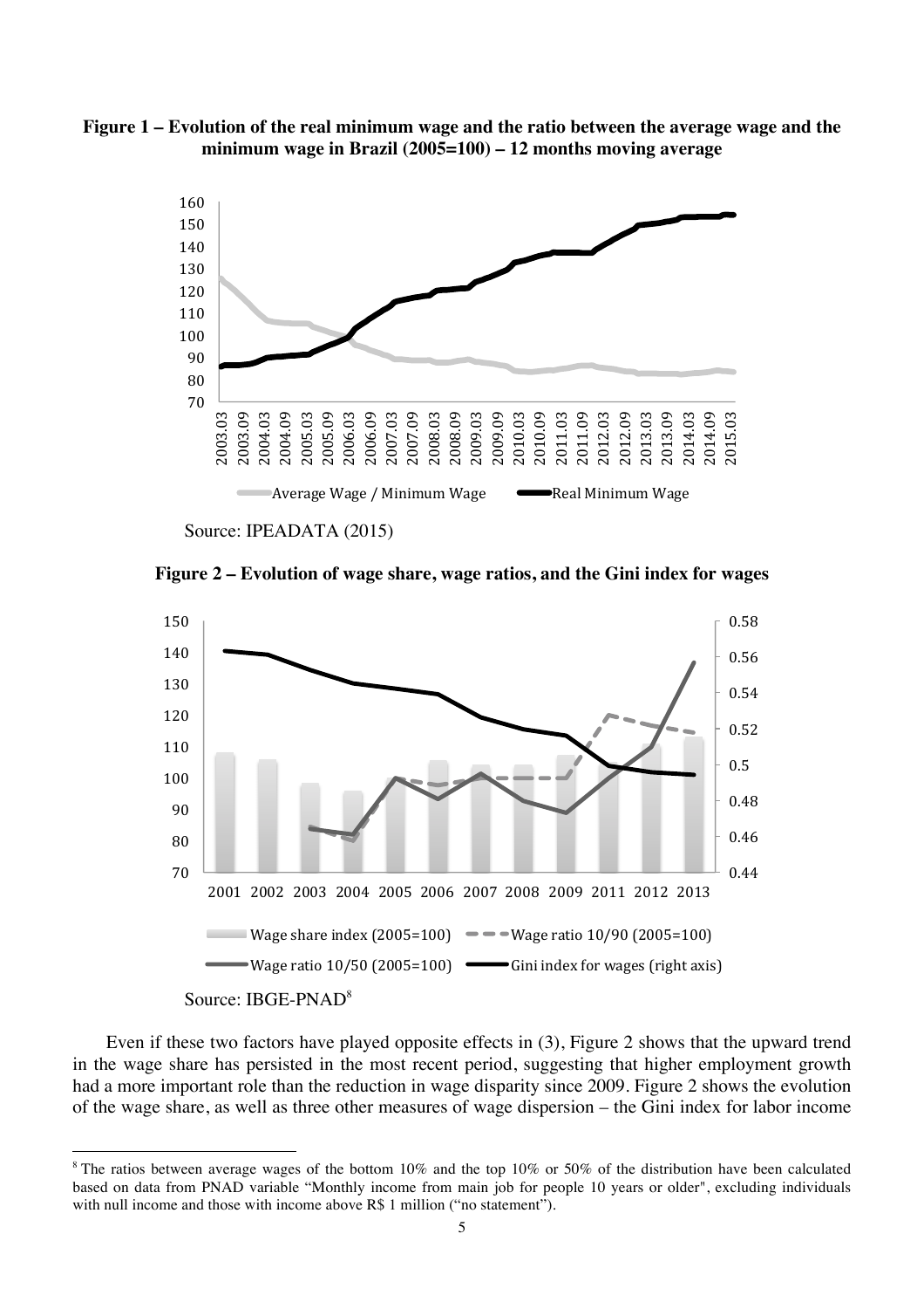**Figure 1 – Evolution of the real minimum wage and the ratio between the average wage and the minimum wage in Brazil (2005=100) – 12 months moving average**

Source: IPEADATA (2015)

**Figure 2 – Evolution of wage share, wage ratios, and the Gini index for wages**

Source: IBGE-PNAD[8]

Even if these two factors have played opposite effects in (3), Figure 2 shows that the upward trend in the wage share has persisted in the most recent period, suggesting that higher employment growth had a more important role than the reduction in wage disparity since 2009. Figure 2 shows the evolution of the wage share, as well as three other measures of wage dispersion – the Gini index for labor income

---

[8] The ratios between average wages of the bottom 10% and the top 10% or 50% of the distribution have been calculated based on data from PNAD variable "Monthly income from main job for people 10 years or older", excluding individuals with null income and those with income above R$ 1 million ("no statement").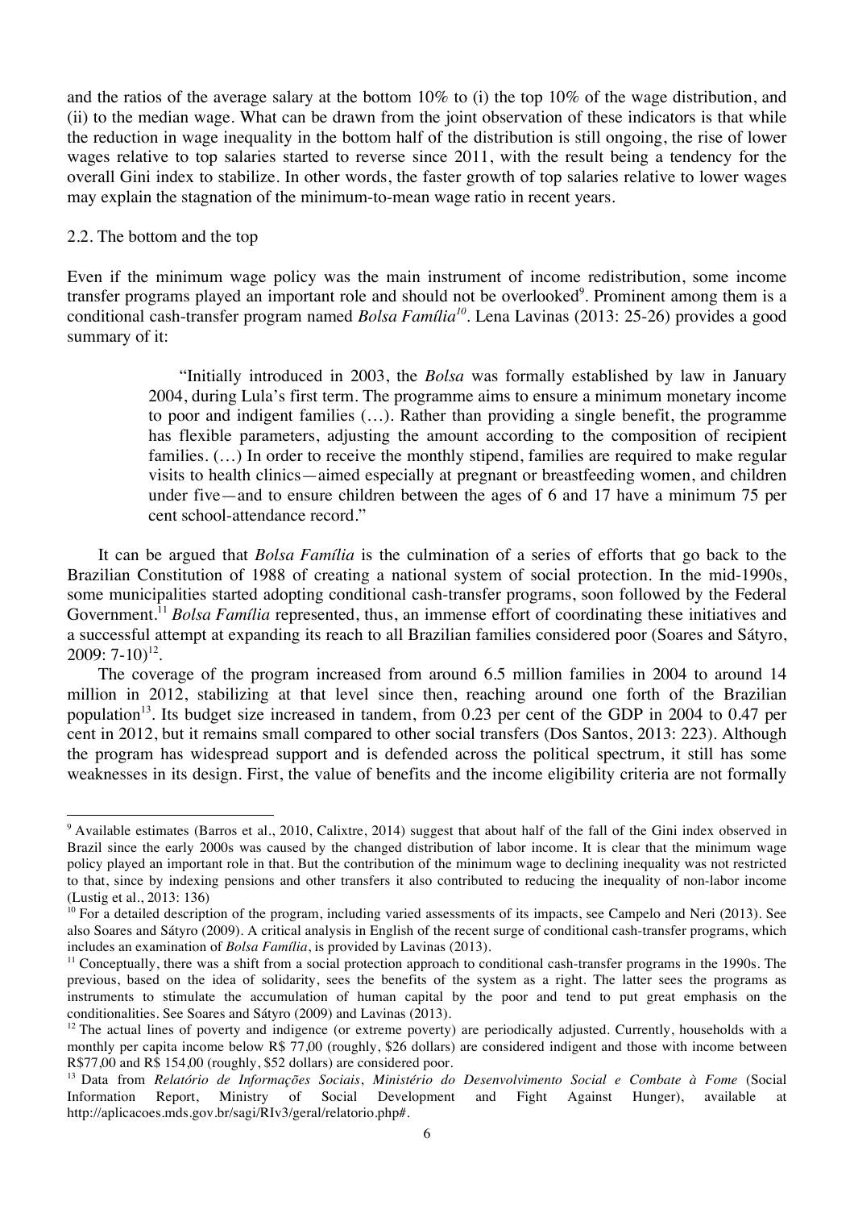and the ratios of the average salary at the bottom 10% to (i) the top 10% of the wage distribution, and (ii) to the median wage. What can be drawn from the joint observation of these indicators is that while the reduction in wage inequality in the bottom half of the distribution is still ongoing, the rise of lower wages relative to top salaries started to reverse since 2011, with the result being a tendency for the overall Gini index to stabilize. In other words, the faster growth of top salaries relative to lower wages may explain the stagnation of the minimum-to-mean wage ratio in recent years.

### 2.2. The bottom and the top

Even if the minimum wage policy was the main instrument of income redistribution, some income transfer programs played an important role and should not be overlooked[9]. Prominent among them is a conditional cash-transfer program named *Bolsa Família*[10]. Lena Lavinas (2013: 25-26) provides a good summary of it:

> "Initially introduced in 2003, the *Bolsa* was formally established by law in January 2004, during Lula's first term. The programme aims to ensure a minimum monetary income to poor and indigent families (…). Rather than providing a single benefit, the programme has flexible parameters, adjusting the amount according to the composition of recipient families. (…) In order to receive the monthly stipend, families are required to make regular visits to health clinics—aimed especially at pregnant or breastfeeding women, and children under five—and to ensure children between the ages of 6 and 17 have a minimum 75 per cent school-attendance record."

It can be argued that *Bolsa Família* is the culmination of a series of efforts that go back to the Brazilian Constitution of 1988 of creating a national system of social protection. In the mid-1990s, some municipalities started adopting conditional cash-transfer programs, soon followed by the Federal Government.[11] *Bolsa Família* represented, thus, an immense effort of coordinating these initiatives and a successful attempt at expanding its reach to all Brazilian families considered poor (Soares and Sátyro, 2009: 7-10)[12].

The coverage of the program increased from around 6.5 million families in 2004 to around 14 million in 2012, stabilizing at that level since then, reaching around one forth of the Brazilian population[13]. Its budget size increased in tandem, from 0.23 per cent of the GDP in 2004 to 0.47 per cent in 2012, but it remains small compared to other social transfers (Dos Santos, 2013: 223). Although the program has widespread support and is defended across the political spectrum, it still has some weaknesses in its design. First, the value of benefits and the income eligibility criteria are not formally

---

[9] Available estimates (Barros et al., 2010, Calixtre, 2014) suggest that about half of the fall of the Gini index observed in Brazil since the early 2000s was caused by the changed distribution of labor income. It is clear that the minimum wage policy played an important role in that. But the contribution of the minimum wage to declining inequality was not restricted to that, since by indexing pensions and other transfers it also contributed to reducing the inequality of non-labor income (Lustig et al., 2013: 136)

[10] For a detailed description of the program, including varied assessments of its impacts, see Campelo and Neri (2013). See also Soares and Sátyro (2009). A critical analysis in English of the recent surge of conditional cash-transfer programs, which includes an examination of *Bolsa Família*, is provided by Lavinas (2013).

[11] Conceptually, there was a shift from a social protection approach to conditional cash-transfer programs in the 1990s. The previous, based on the idea of solidarity, sees the benefits of the system as a right. The latter sees the programs as instruments to stimulate the accumulation of human capital by the poor and tend to put great emphasis on the conditionalities. See Soares and Sátyro (2009) and Lavinas (2013).

[12] The actual lines of poverty and indigence (or extreme poverty) are periodically adjusted. Currently, households with a monthly per capita income below R$ 77,00 (roughly, $26 dollars) are considered indigent and those with income between R$77,00 and R$ 154,00 (roughly, $52 dollars) are considered poor.

[13] Data from *Relatório de Informações Sociais*, *Ministério do Desenvolvimento Social e Combate à Fome* (Social Information Report, Ministry of Social Development and Fight Against Hunger), available at http://aplicacoes.mds.gov.br/sagi/RIv3/geral/relatorio.php#.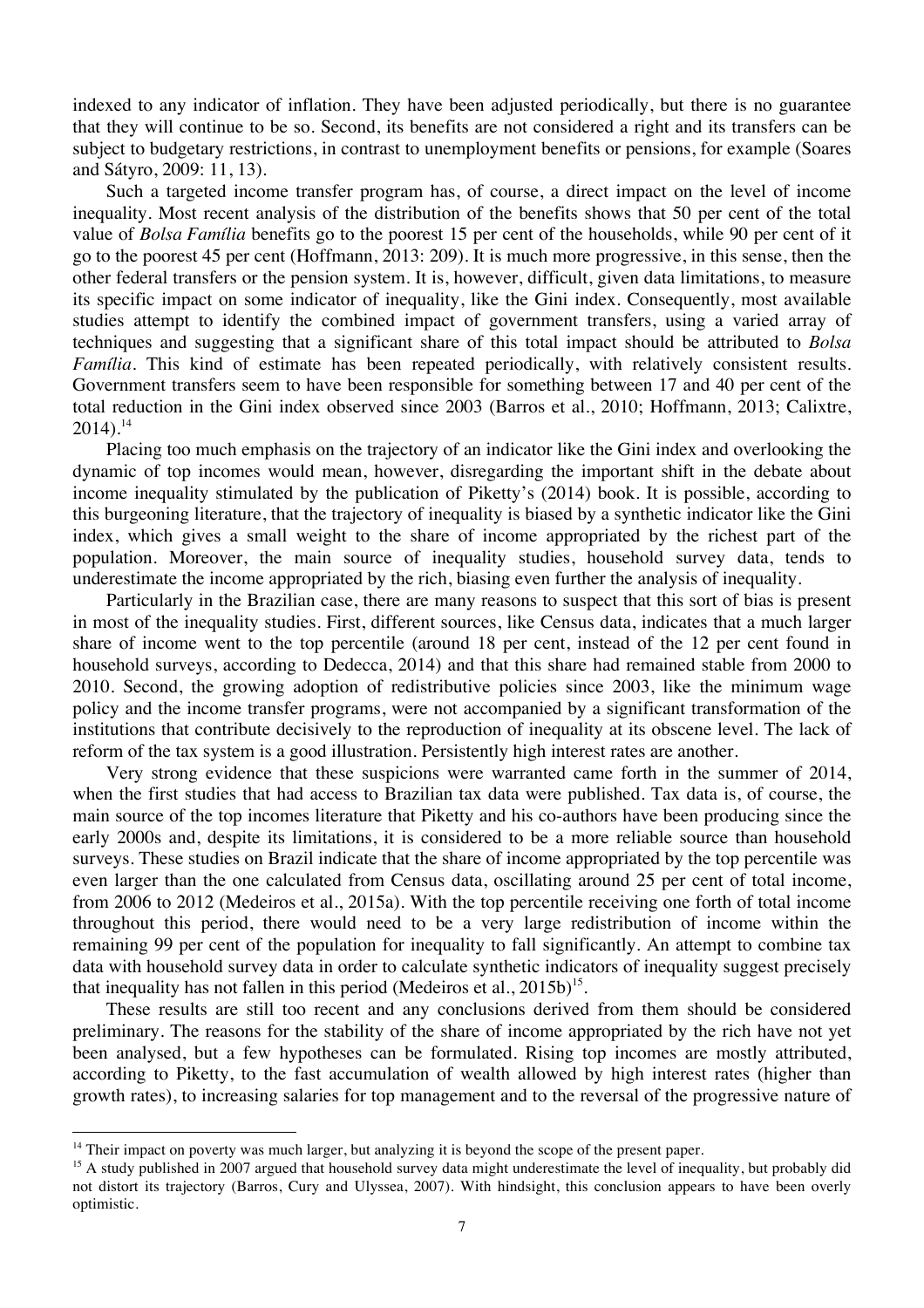indexed to any indicator of inflation. They have been adjusted periodically, but there is no guarantee that they will continue to be so. Second, its benefits are not considered a right and its transfers can be subject to budgetary restrictions, in contrast to unemployment benefits or pensions, for example (Soares and Sátyro, 2009: 11, 13).

Such a targeted income transfer program has, of course, a direct impact on the level of income inequality. Most recent analysis of the distribution of the benefits shows that 50 per cent of the total value of *Bolsa Família* benefits go to the poorest 15 per cent of the households, while 90 per cent of it go to the poorest 45 per cent (Hoffmann, 2013: 209). It is much more progressive, in this sense, then the other federal transfers or the pension system. It is, however, difficult, given data limitations, to measure its specific impact on some indicator of inequality, like the Gini index. Consequently, most available studies attempt to identify the combined impact of government transfers, using a varied array of techniques and suggesting that a significant share of this total impact should be attributed to *Bolsa Família*. This kind of estimate has been repeated periodically, with relatively consistent results. Government transfers seem to have been responsible for something between 17 and 40 per cent of the total reduction in the Gini index observed since 2003 (Barros et al., 2010; Hoffmann, 2013; Calixtre, 2014).[14]

Placing too much emphasis on the trajectory of an indicator like the Gini index and overlooking the dynamic of top incomes would mean, however, disregarding the important shift in the debate about income inequality stimulated by the publication of Piketty's (2014) book. It is possible, according to this burgeoning literature, that the trajectory of inequality is biased by a synthetic indicator like the Gini index, which gives a small weight to the share of income appropriated by the richest part of the population. Moreover, the main source of inequality studies, household survey data, tends to underestimate the income appropriated by the rich, biasing even further the analysis of inequality.

Particularly in the Brazilian case, there are many reasons to suspect that this sort of bias is present in most of the inequality studies. First, different sources, like Census data, indicates that a much larger share of income went to the top percentile (around 18 per cent, instead of the 12 per cent found in household surveys, according to Dedecca, 2014) and that this share had remained stable from 2000 to 2010. Second, the growing adoption of redistributive policies since 2003, like the minimum wage policy and the income transfer programs, were not accompanied by a significant transformation of the institutions that contribute decisively to the reproduction of inequality at its obscene level. The lack of reform of the tax system is a good illustration. Persistently high interest rates are another.

Very strong evidence that these suspicions were warranted came forth in the summer of 2014, when the first studies that had access to Brazilian tax data were published. Tax data is, of course, the main source of the top incomes literature that Piketty and his co-authors have been producing since the early 2000s and, despite its limitations, it is considered to be a more reliable source than household surveys. These studies on Brazil indicate that the share of income appropriated by the top percentile was even larger than the one calculated from Census data, oscillating around 25 per cent of total income, from 2006 to 2012 (Medeiros et al., 2015a). With the top percentile receiving one forth of total income throughout this period, there would need to be a very large redistribution of income within the remaining 99 per cent of the population for inequality to fall significantly. An attempt to combine tax data with household survey data in order to calculate synthetic indicators of inequality suggest precisely that inequality has not fallen in this period (Medeiros et al., 2015b)[15].

These results are still too recent and any conclusions derived from them should be considered preliminary. The reasons for the stability of the share of income appropriated by the rich have not yet been analysed, but a few hypotheses can be formulated. Rising top incomes are mostly attributed, according to Piketty, to the fast accumulation of wealth allowed by high interest rates (higher than growth rates), to increasing salaries for top management and to the reversal of the progressive nature of

---

[14] Their impact on poverty was much larger, but analyzing it is beyond the scope of the present paper.

[15] A study published in 2007 argued that household survey data might underestimate the level of inequality, but probably did not distort its trajectory (Barros, Cury and Ulyssea, 2007). With hindsight, this conclusion appears to have been overly optimistic.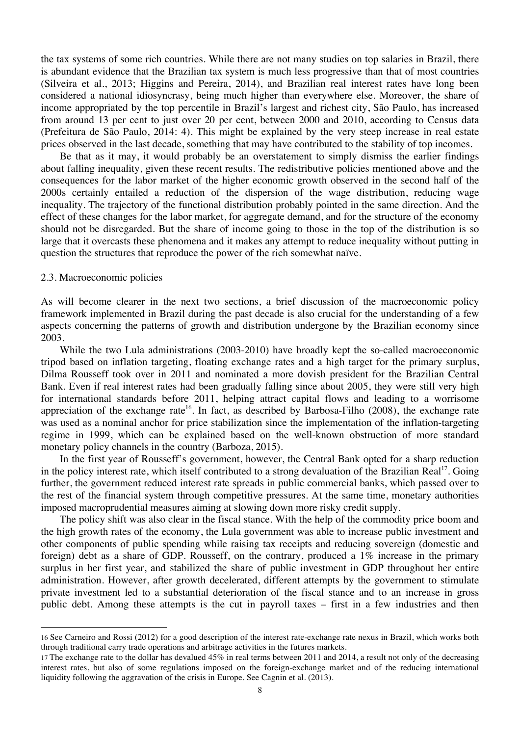the tax systems of some rich countries. While there are not many studies on top salaries in Brazil, there is abundant evidence that the Brazilian tax system is much less progressive than that of most countries (Silveira et al., 2013; Higgins and Pereira, 2014), and Brazilian real interest rates have long been considered a national idiosyncrasy, being much higher than everywhere else. Moreover, the share of income appropriated by the top percentile in Brazil's largest and richest city, São Paulo, has increased from around 13 per cent to just over 20 per cent, between 2000 and 2010, according to Census data (Prefeitura de São Paulo, 2014: 4). This might be explained by the very steep increase in real estate prices observed in the last decade, something that may have contributed to the stability of top incomes.

Be that as it may, it would probably be an overstatement to simply dismiss the earlier findings about falling inequality, given these recent results. The redistributive policies mentioned above and the consequences for the labor market of the higher economic growth observed in the second half of the 2000s certainly entailed a reduction of the dispersion of the wage distribution, reducing wage inequality. The trajectory of the functional distribution probably pointed in the same direction. And the effect of these changes for the labor market, for aggregate demand, and for the structure of the economy should not be disregarded. But the share of income going to those in the top of the distribution is so large that it overcasts these phenomena and it makes any attempt to reduce inequality without putting in question the structures that reproduce the power of the rich somewhat naïve.

### 2.3. Macroeconomic policies

As will become clearer in the next two sections, a brief discussion of the macroeconomic policy framework implemented in Brazil during the past decade is also crucial for the understanding of a few aspects concerning the patterns of growth and distribution undergone by the Brazilian economy since 2003.

While the two Lula administrations (2003-2010) have broadly kept the so-called macroeconomic tripod based on inflation targeting, floating exchange rates and a high target for the primary surplus, Dilma Rousseff took over in 2011 and nominated a more dovish president for the Brazilian Central Bank. Even if real interest rates had been gradually falling since about 2005, they were still very high for international standards before 2011, helping attract capital flows and leading to a worrisome appreciation of the exchange rate[16]. In fact, as described by Barbosa-Filho (2008), the exchange rate was used as a nominal anchor for price stabilization since the implementation of the inflation-targeting regime in 1999, which can be explained based on the well-known obstruction of more standard monetary policy channels in the country (Barboza, 2015).

In the first year of Rousseff's government, however, the Central Bank opted for a sharp reduction in the policy interest rate, which itself contributed to a strong devaluation of the Brazilian Real[17]. Going further, the government reduced interest rate spreads in public commercial banks, which passed over to the rest of the financial system through competitive pressures. At the same time, monetary authorities imposed macroprudential measures aiming at slowing down more risky credit supply.

The policy shift was also clear in the fiscal stance. With the help of the commodity price boom and the high growth rates of the economy, the Lula government was able to increase public investment and other components of public spending while raising tax receipts and reducing sovereign (domestic and foreign) debt as a share of GDP. Rousseff, on the contrary, produced a 1% increase in the primary surplus in her first year, and stabilized the share of public investment in GDP throughout her entire administration. However, after growth decelerated, different attempts by the government to stimulate private investment led to a substantial deterioration of the fiscal stance and to an increase in gross public debt. Among these attempts is the cut in payroll taxes – first in a few industries and then

---

16 See Carneiro and Rossi (2012) for a good description of the interest rate-exchange rate nexus in Brazil, which works both through traditional carry trade operations and arbitrage activities in the futures markets.

17 The exchange rate to the dollar has devalued 45% in real terms between 2011 and 2014, a result not only of the decreasing interest rates, but also of some regulations imposed on the foreign-exchange market and of the reducing international liquidity following the aggravation of the crisis in Europe. See Cagnin et al. (2013).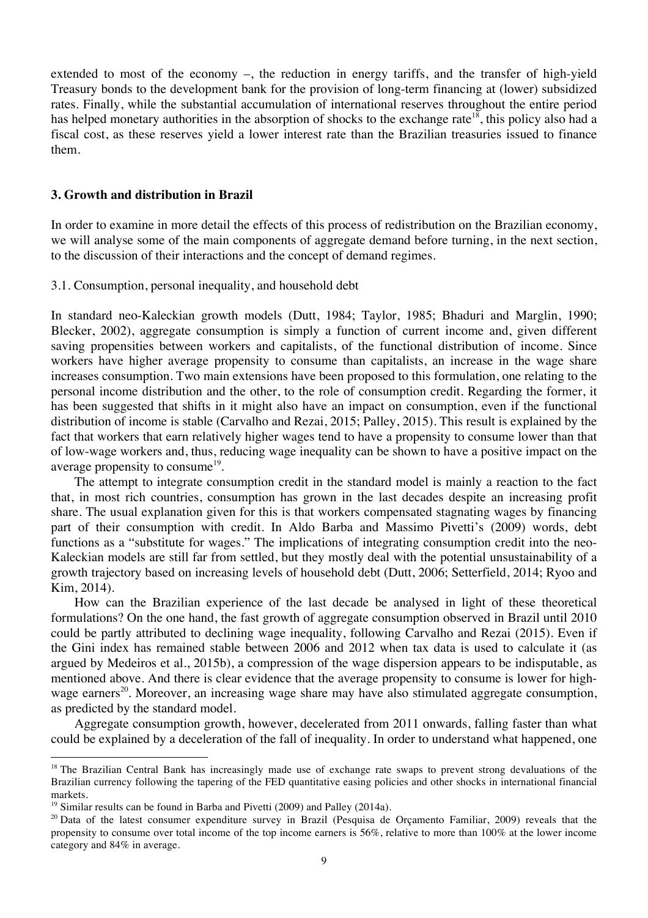extended to most of the economy –, the reduction in energy tariffs, and the transfer of high-yield Treasury bonds to the development bank for the provision of long-term financing at (lower) subsidized rates. Finally, while the substantial accumulation of international reserves throughout the entire period has helped monetary authorities in the absorption of shocks to the exchange rate[18], this policy also had a fiscal cost, as these reserves yield a lower interest rate than the Brazilian treasuries issued to finance them.

## 3. Growth and distribution in Brazil

In order to examine in more detail the effects of this process of redistribution on the Brazilian economy, we will analyse some of the main components of aggregate demand before turning, in the next section, to the discussion of their interactions and the concept of demand regimes.

### 3.1. Consumption, personal inequality, and household debt

In standard neo-Kaleckian growth models (Dutt, 1984; Taylor, 1985; Bhaduri and Marglin, 1990; Blecker, 2002), aggregate consumption is simply a function of current income and, given different saving propensities between workers and capitalists, of the functional distribution of income. Since workers have higher average propensity to consume than capitalists, an increase in the wage share increases consumption. Two main extensions have been proposed to this formulation, one relating to the personal income distribution and the other, to the role of consumption credit. Regarding the former, it has been suggested that shifts in it might also have an impact on consumption, even if the functional distribution of income is stable (Carvalho and Rezai, 2015; Palley, 2015). This result is explained by the fact that workers that earn relatively higher wages tend to have a propensity to consume lower than that of low-wage workers and, thus, reducing wage inequality can be shown to have a positive impact on the average propensity to consume[19].

The attempt to integrate consumption credit in the standard model is mainly a reaction to the fact that, in most rich countries, consumption has grown in the last decades despite an increasing profit share. The usual explanation given for this is that workers compensated stagnating wages by financing part of their consumption with credit. In Aldo Barba and Massimo Pivetti's (2009) words, debt functions as a "substitute for wages." The implications of integrating consumption credit into the neo-Kaleckian models are still far from settled, but they mostly deal with the potential unsustainability of a growth trajectory based on increasing levels of household debt (Dutt, 2006; Setterfield, 2014; Ryoo and Kim, 2014).

How can the Brazilian experience of the last decade be analysed in light of these theoretical formulations? On the one hand, the fast growth of aggregate consumption observed in Brazil until 2010 could be partly attributed to declining wage inequality, following Carvalho and Rezai (2015). Even if the Gini index has remained stable between 2006 and 2012 when tax data is used to calculate it (as argued by Medeiros et al., 2015b), a compression of the wage dispersion appears to be indisputable, as mentioned above. And there is clear evidence that the average propensity to consume is lower for high-wage earners[20]. Moreover, an increasing wage share may have also stimulated aggregate consumption, as predicted by the standard model.

Aggregate consumption growth, however, decelerated from 2011 onwards, falling faster than what could be explained by a deceleration of the fall of inequality. In order to understand what happened, one

---

[18] The Brazilian Central Bank has increasingly made use of exchange rate swaps to prevent strong devaluations of the Brazilian currency following the tapering of the FED quantitative easing policies and other shocks in international financial markets.

[19] Similar results can be found in Barba and Pivetti (2009) and Palley (2014a).

[20] Data of the latest consumer expenditure survey in Brazil (Pesquisa de Orçamento Familiar, 2009) reveals that the propensity to consume over total income of the top income earners is 56%, relative to more than 100% at the lower income category and 84% in average.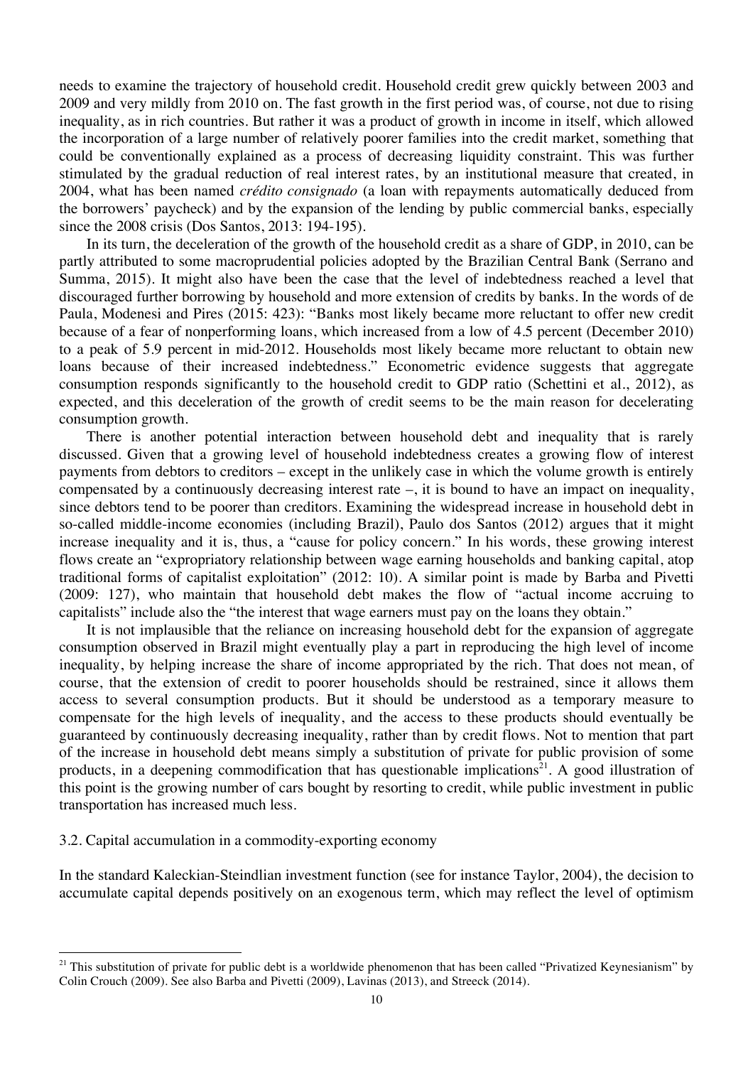needs to examine the trajectory of household credit. Household credit grew quickly between 2003 and 2009 and very mildly from 2010 on. The fast growth in the first period was, of course, not due to rising inequality, as in rich countries. But rather it was a product of growth in income in itself, which allowed the incorporation of a large number of relatively poorer families into the credit market, something that could be conventionally explained as a process of decreasing liquidity constraint. This was further stimulated by the gradual reduction of real interest rates, by an institutional measure that created, in 2004, what has been named *crédito consignado* (a loan with repayments automatically deduced from the borrowers' paycheck) and by the expansion of the lending by public commercial banks, especially since the 2008 crisis (Dos Santos, 2013: 194-195).

In its turn, the deceleration of the growth of the household credit as a share of GDP, in 2010, can be partly attributed to some macroprudential policies adopted by the Brazilian Central Bank (Serrano and Summa, 2015). It might also have been the case that the level of indebtedness reached a level that discouraged further borrowing by household and more extension of credits by banks. In the words of de Paula, Modenesi and Pires (2015: 423): "Banks most likely became more reluctant to offer new credit because of a fear of nonperforming loans, which increased from a low of 4.5 percent (December 2010) to a peak of 5.9 percent in mid-2012. Households most likely became more reluctant to obtain new loans because of their increased indebtedness." Econometric evidence suggests that aggregate consumption responds significantly to the household credit to GDP ratio (Schettini et al., 2012), as expected, and this deceleration of the growth of credit seems to be the main reason for decelerating consumption growth.

There is another potential interaction between household debt and inequality that is rarely discussed. Given that a growing level of household indebtedness creates a growing flow of interest payments from debtors to creditors – except in the unlikely case in which the volume growth is entirely compensated by a continuously decreasing interest rate –, it is bound to have an impact on inequality, since debtors tend to be poorer than creditors. Examining the widespread increase in household debt in so-called middle-income economies (including Brazil), Paulo dos Santos (2012) argues that it might increase inequality and it is, thus, a "cause for policy concern." In his words, these growing interest flows create an "expropriatory relationship between wage earning households and banking capital, atop traditional forms of capitalist exploitation" (2012: 10). A similar point is made by Barba and Pivetti (2009: 127), who maintain that household debt makes the flow of "actual income accruing to capitalists" include also the "the interest that wage earners must pay on the loans they obtain."

It is not implausible that the reliance on increasing household debt for the expansion of aggregate consumption observed in Brazil might eventually play a part in reproducing the high level of income inequality, by helping increase the share of income appropriated by the rich. That does not mean, of course, that the extension of credit to poorer households should be restrained, since it allows them access to several consumption products. But it should be understood as a temporary measure to compensate for the high levels of inequality, and the access to these products should eventually be guaranteed by continuously decreasing inequality, rather than by credit flows. Not to mention that part of the increase in household debt means simply a substitution of private for public provision of some products, in a deepening commodification that has questionable implications[21]. A good illustration of this point is the growing number of cars bought by resorting to credit, while public investment in public transportation has increased much less.

### 3.2. Capital accumulation in a commodity-exporting economy

In the standard Kaleckian-Steindlian investment function (see for instance Taylor, 2004), the decision to accumulate capital depends positively on an exogenous term, which may reflect the level of optimism

---

[21] This substitution of private for public debt is a worldwide phenomenon that has been called "Privatized Keynesianism" by Colin Crouch (2009). See also Barba and Pivetti (2009), Lavinas (2013), and Streeck (2014).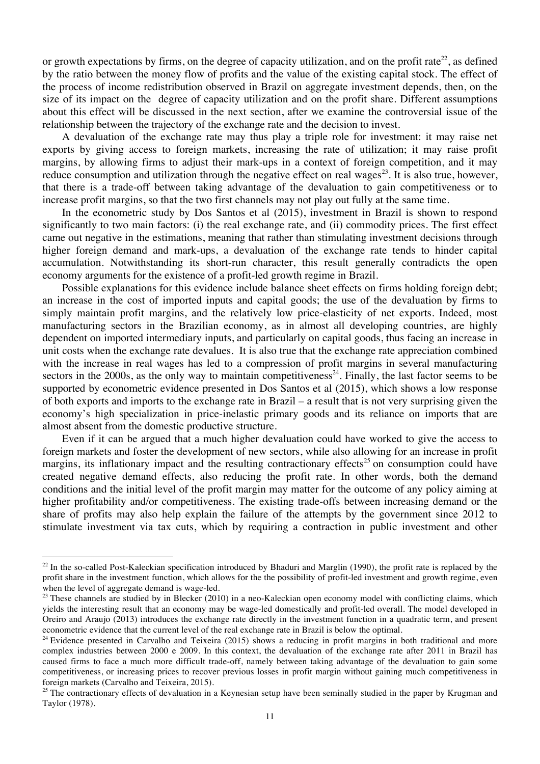or growth expectations by firms, on the degree of capacity utilization, and on the profit rate[22], as defined by the ratio between the money flow of profits and the value of the existing capital stock. The effect of the process of income redistribution observed in Brazil on aggregate investment depends, then, on the size of its impact on the degree of capacity utilization and on the profit share. Different assumptions about this effect will be discussed in the next section, after we examine the controversial issue of the relationship between the trajectory of the exchange rate and the decision to invest.

A devaluation of the exchange rate may thus play a triple role for investment: it may raise net exports by giving access to foreign markets, increasing the rate of utilization; it may raise profit margins, by allowing firms to adjust their mark-ups in a context of foreign competition, and it may reduce consumption and utilization through the negative effect on real wages[23]. It is also true, however, that there is a trade-off between taking advantage of the devaluation to gain competitiveness or to increase profit margins, so that the two first channels may not play out fully at the same time.

In the econometric study by Dos Santos et al (2015), investment in Brazil is shown to respond significantly to two main factors: (i) the real exchange rate, and (ii) commodity prices. The first effect came out negative in the estimations, meaning that rather than stimulating investment decisions through higher foreign demand and mark-ups, a devaluation of the exchange rate tends to hinder capital accumulation. Notwithstanding its short-run character, this result generally contradicts the open economy arguments for the existence of a profit-led growth regime in Brazil.

Possible explanations for this evidence include balance sheet effects on firms holding foreign debt; an increase in the cost of imported inputs and capital goods; the use of the devaluation by firms to simply maintain profit margins, and the relatively low price-elasticity of net exports. Indeed, most manufacturing sectors in the Brazilian economy, as in almost all developing countries, are highly dependent on imported intermediary inputs, and particularly on capital goods, thus facing an increase in unit costs when the exchange rate devalues. It is also true that the exchange rate appreciation combined with the increase in real wages has led to a compression of profit margins in several manufacturing sectors in the 2000s, as the only way to maintain competitiveness[24]. Finally, the last factor seems to be supported by econometric evidence presented in Dos Santos et al (2015), which shows a low response of both exports and imports to the exchange rate in Brazil – a result that is not very surprising given the economy's high specialization in price-inelastic primary goods and its reliance on imports that are almost absent from the domestic productive structure.

Even if it can be argued that a much higher devaluation could have worked to give the access to foreign markets and foster the development of new sectors, while also allowing for an increase in profit margins, its inflationary impact and the resulting contractionary effects[25] on consumption could have created negative demand effects, also reducing the profit rate. In other words, both the demand conditions and the initial level of the profit margin may matter for the outcome of any policy aiming at higher profitability and/or competitiveness. The existing trade-offs between increasing demand or the share of profits may also help explain the failure of the attempts by the government since 2012 to stimulate investment via tax cuts, which by requiring a contraction in public investment and other

---

[22] In the so-called Post-Kaleckian specification introduced by Bhaduri and Marglin (1990), the profit rate is replaced by the profit share in the investment function, which allows for the the possibility of profit-led investment and growth regime, even when the level of aggregate demand is wage-led.

[23] These channels are studied by in Blecker (2010) in a neo-Kaleckian open economy model with conflicting claims, which yields the interesting result that an economy may be wage-led domestically and profit-led overall. The model developed in Oreiro and Araujo (2013) introduces the exchange rate directly in the investment function in a quadratic term, and present econometric evidence that the current level of the real exchange rate in Brazil is below the optimal.

[24] Evidence presented in Carvalho and Teixeira (2015) shows a reducing in profit margins in both traditional and more complex industries between 2000 e 2009. In this context, the devaluation of the exchange rate after 2011 in Brazil has caused firms to face a much more difficult trade-off, namely between taking advantage of the devaluation to gain some competitiveness, or increasing prices to recover previous losses in profit margin without gaining much competitiveness in foreign markets (Carvalho and Teixeira, 2015).

[25] The contractionary effects of devaluation in a Keynesian setup have been seminally studied in the paper by Krugman and Taylor (1978).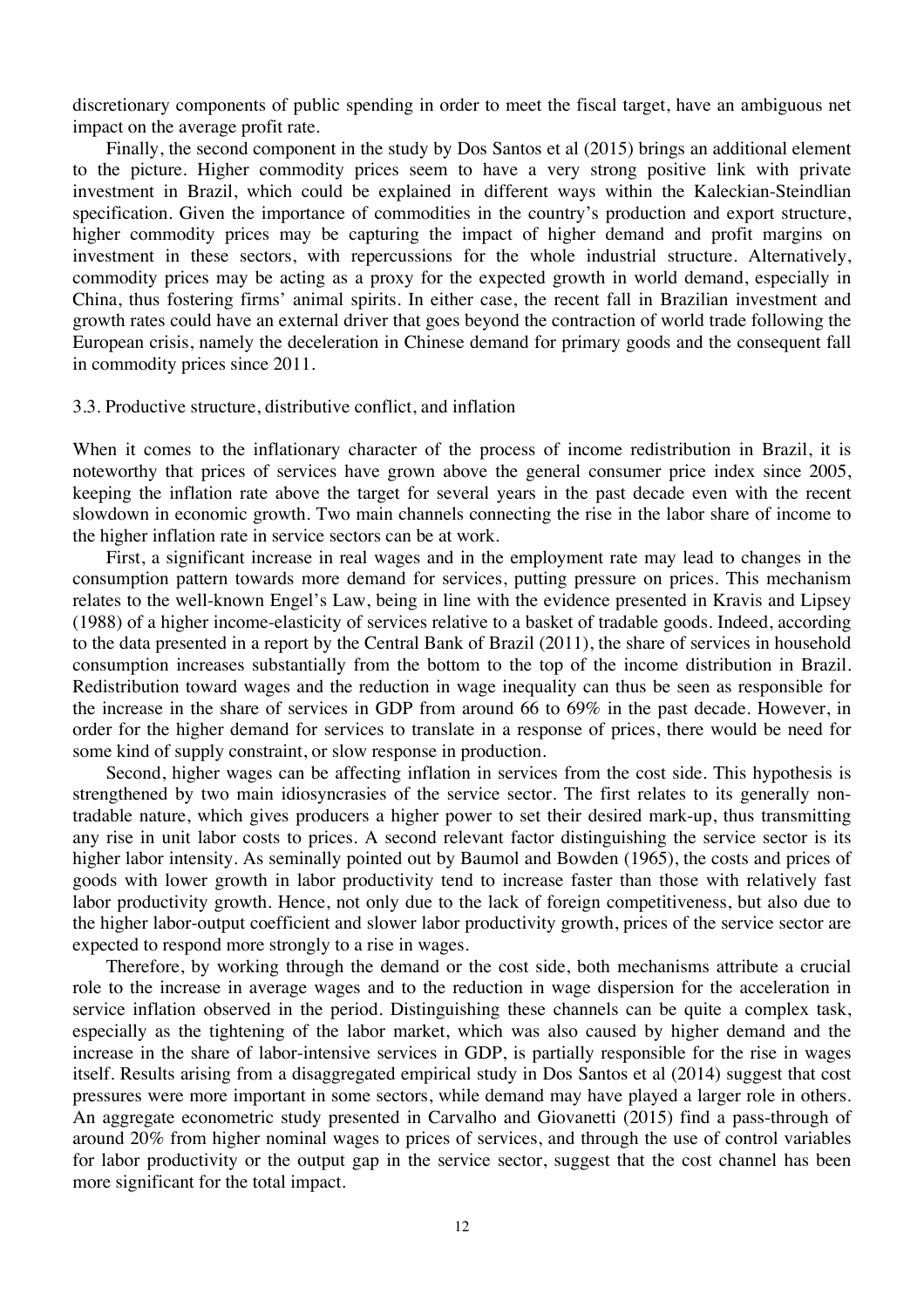discretionary components of public spending in order to meet the fiscal target, have an ambiguous net impact on the average profit rate.

Finally, the second component in the study by Dos Santos et al (2015) brings an additional element to the picture. Higher commodity prices seem to have a very strong positive link with private investment in Brazil, which could be explained in different ways within the Kaleckian-Steindlian specification. Given the importance of commodities in the country's production and export structure, higher commodity prices may be capturing the impact of higher demand and profit margins on investment in these sectors, with repercussions for the whole industrial structure. Alternatively, commodity prices may be acting as a proxy for the expected growth in world demand, especially in China, thus fostering firms' animal spirits. In either case, the recent fall in Brazilian investment and growth rates could have an external driver that goes beyond the contraction of world trade following the European crisis, namely the deceleration in Chinese demand for primary goods and the consequent fall in commodity prices since 2011.

### 3.3. Productive structure, distributive conflict, and inflation

When it comes to the inflationary character of the process of income redistribution in Brazil, it is noteworthy that prices of services have grown above the general consumer price index since 2005, keeping the inflation rate above the target for several years in the past decade even with the recent slowdown in economic growth. Two main channels connecting the rise in the labor share of income to the higher inflation rate in service sectors can be at work.

First, a significant increase in real wages and in the employment rate may lead to changes in the consumption pattern towards more demand for services, putting pressure on prices. This mechanism relates to the well-known Engel's Law, being in line with the evidence presented in Kravis and Lipsey (1988) of a higher income-elasticity of services relative to a basket of tradable goods. Indeed, according to the data presented in a report by the Central Bank of Brazil (2011), the share of services in household consumption increases substantially from the bottom to the top of the income distribution in Brazil. Redistribution toward wages and the reduction in wage inequality can thus be seen as responsible for the increase in the share of services in GDP from around 66 to 69% in the past decade. However, in order for the higher demand for services to translate in a response of prices, there would be need for some kind of supply constraint, or slow response in production.

Second, higher wages can be affecting inflation in services from the cost side. This hypothesis is strengthened by two main idiosyncrasies of the service sector. The first relates to its generally non-tradable nature, which gives producers a higher power to set their desired mark-up, thus transmitting any rise in unit labor costs to prices. A second relevant factor distinguishing the service sector is its higher labor intensity. As seminally pointed out by Baumol and Bowden (1965), the costs and prices of goods with lower growth in labor productivity tend to increase faster than those with relatively fast labor productivity growth. Hence, not only due to the lack of foreign competitiveness, but also due to the higher labor-output coefficient and slower labor productivity growth, prices of the service sector are expected to respond more strongly to a rise in wages.

Therefore, by working through the demand or the cost side, both mechanisms attribute a crucial role to the increase in average wages and to the reduction in wage dispersion for the acceleration in service inflation observed in the period. Distinguishing these channels can be quite a complex task, especially as the tightening of the labor market, which was also caused by higher demand and the increase in the share of labor-intensive services in GDP, is partially responsible for the rise in wages itself. Results arising from a disaggregated empirical study in Dos Santos et al (2014) suggest that cost pressures were more important in some sectors, while demand may have played a larger role in others. An aggregate econometric study presented in Carvalho and Giovanetti (2015) find a pass-through of around 20% from higher nominal wages to prices of services, and through the use of control variables for labor productivity or the output gap in the service sector, suggest that the cost channel has been more significant for the total impact.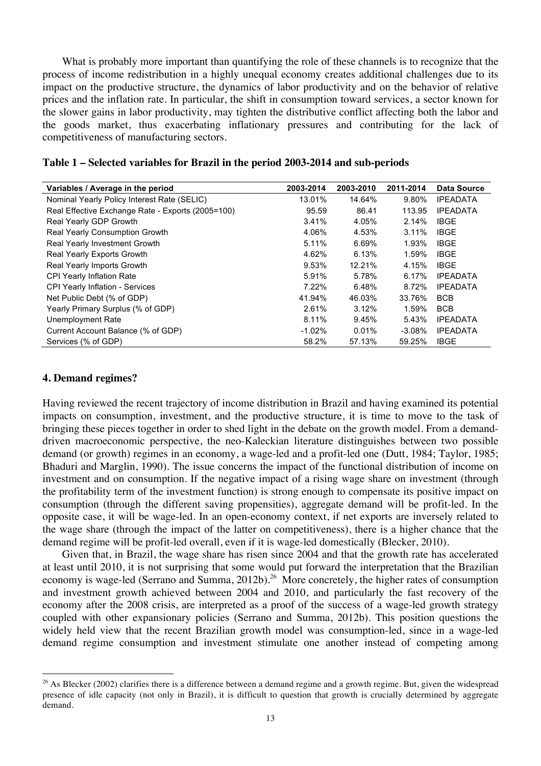What is probably more important than quantifying the role of these channels is to recognize that the process of income redistribution in a highly unequal economy creates additional challenges due to its impact on the productive structure, the dynamics of labor productivity and on the behavior of relative prices and the inflation rate. In particular, the shift in consumption toward services, a sector known for the slower gains in labor productivity, may tighten the distributive conflict affecting both the labor and the goods market, thus exacerbating inflationary pressures and contributing for the lack of competitiveness of manufacturing sectors.

**Table 1 – Selected variables for Brazil in the period 2003-2014 and sub-periods**

| Variables / Average in the period | 2003-2014 | 2003-2010 | 2011-2014 | Data Source |
|---|---|---|---|---|
| Nominal Yearly Policy Interest Rate (SELIC) | 13.01% | 14.64% | 9.80% | IPEADATA |
| Real Effective Exchange Rate - Exports (2005=100) | 95.59 | 86.41 | 113.95 | IPEADATA |
| Real Yearly GDP Growth | 3.41% | 4.05% | 2.14% | IBGE |
| Real Yearly Consumption Growth | 4.06% | 4.53% | 3.11% | IBGE |
| Real Yearly Investment Growth | 5.11% | 6.69% | 1.93% | IBGE |
| Real Yearly Exports Growth | 4.62% | 6.13% | 1.59% | IBGE |
| Real Yearly Imports Growth | 9.53% | 12.21% | 4.15% | IBGE |
| CPI Yearly Inflation Rate | 5.91% | 5.78% | 6.17% | IPEADATA |
| CPI Yearly Inflation - Services | 7.22% | 6.48% | 8.72% | IPEADATA |
| Net Public Debt (% of GDP) | 41.94% | 46.03% | 33.76% | BCB |
| Yearly Primary Surplus (% of GDP) | 2.61% | 3.12% | 1.59% | BCB |
| Unemployment Rate | 8.11% | 9.45% | 5.43% | IPEADATA |
| Current Account Balance (% of GDP) | -1.02% | 0.01% | -3.08% | IPEADATA |
| Services (% of GDP) | 58.2% | 57.13% | 59.25% | IBGE |

## 4. Demand regimes?

Having reviewed the recent trajectory of income distribution in Brazil and having examined its potential impacts on consumption, investment, and the productive structure, it is time to move to the task of bringing these pieces together in order to shed light in the debate on the growth model. From a demand-driven macroeconomic perspective, the neo-Kaleckian literature distinguishes between two possible demand (or growth) regimes in an economy, a wage-led and a profit-led one (Dutt, 1984; Taylor, 1985; Bhaduri and Marglin, 1990). The issue concerns the impact of the functional distribution of income on investment and on consumption. If the negative impact of a rising wage share on investment (through the profitability term of the investment function) is strong enough to compensate its positive impact on consumption (through the different saving propensities), aggregate demand will be profit-led. In the opposite case, it will be wage-led. In an open-economy context, if net exports are inversely related to the wage share (through the impact of the latter on competitiveness), there is a higher chance that the demand regime will be profit-led overall, even if it is wage-led domestically (Blecker, 2010).

Given that, in Brazil, the wage share has risen since 2004 and that the growth rate has accelerated at least until 2010, it is not surprising that some would put forward the interpretation that the Brazilian economy is wage-led (Serrano and Summa, 2012b).[26] More concretely, the higher rates of consumption and investment growth achieved between 2004 and 2010, and particularly the fast recovery of the economy after the 2008 crisis, are interpreted as a proof of the success of a wage-led growth strategy coupled with other expansionary policies (Serrano and Summa, 2012b). This position questions the widely held view that the recent Brazilian growth model was consumption-led, since in a wage-led demand regime consumption and investment stimulate one another instead of competing among

[26] As Blecker (2002) clarifies there is a difference between a demand regime and a growth regime. But, given the widespread presence of idle capacity (not only in Brazil), it is difficult to question that growth is crucially determined by aggregate demand.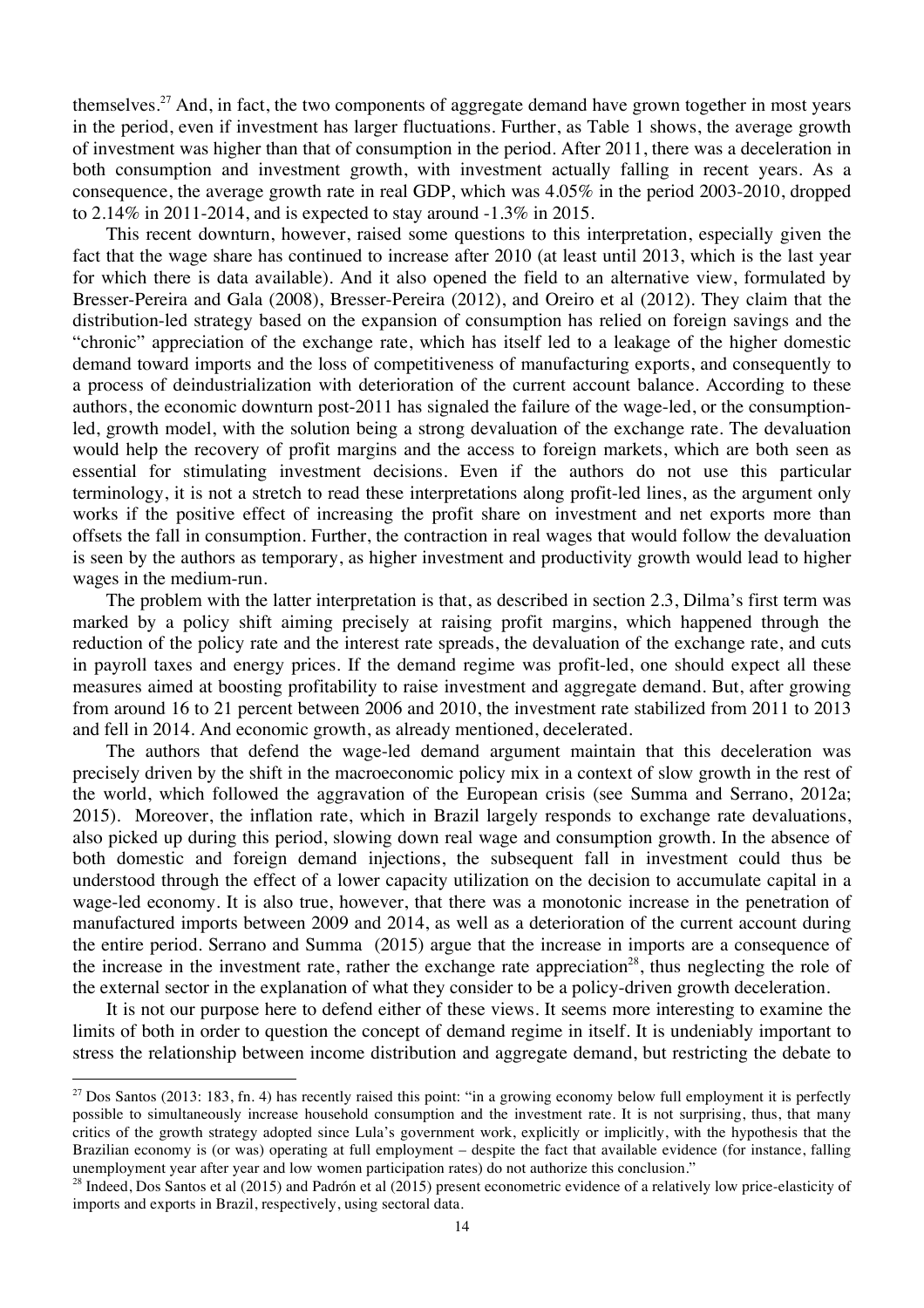themselves.[27] And, in fact, the two components of aggregate demand have grown together in most years in the period, even if investment has larger fluctuations. Further, as Table 1 shows, the average growth of investment was higher than that of consumption in the period. After 2011, there was a deceleration in both consumption and investment growth, with investment actually falling in recent years. As a consequence, the average growth rate in real GDP, which was 4.05% in the period 2003-2010, dropped to 2.14% in 2011-2014, and is expected to stay around -1.3% in 2015.

This recent downturn, however, raised some questions to this interpretation, especially given the fact that the wage share has continued to increase after 2010 (at least until 2013, which is the last year for which there is data available). And it also opened the field to an alternative view, formulated by Bresser-Pereira and Gala (2008), Bresser-Pereira (2012), and Oreiro et al (2012). They claim that the distribution-led strategy based on the expansion of consumption has relied on foreign savings and the "chronic" appreciation of the exchange rate, which has itself led to a leakage of the higher domestic demand toward imports and the loss of competitiveness of manufacturing exports, and consequently to a process of deindustrialization with deterioration of the current account balance. According to these authors, the economic downturn post-2011 has signaled the failure of the wage-led, or the consumption-led, growth model, with the solution being a strong devaluation of the exchange rate. The devaluation would help the recovery of profit margins and the access to foreign markets, which are both seen as essential for stimulating investment decisions. Even if the authors do not use this particular terminology, it is not a stretch to read these interpretations along profit-led lines, as the argument only works if the positive effect of increasing the profit share on investment and net exports more than offsets the fall in consumption. Further, the contraction in real wages that would follow the devaluation is seen by the authors as temporary, as higher investment and productivity growth would lead to higher wages in the medium-run.

The problem with the latter interpretation is that, as described in section 2.3, Dilma's first term was marked by a policy shift aiming precisely at raising profit margins, which happened through the reduction of the policy rate and the interest rate spreads, the devaluation of the exchange rate, and cuts in payroll taxes and energy prices. If the demand regime was profit-led, one should expect all these measures aimed at boosting profitability to raise investment and aggregate demand. But, after growing from around 16 to 21 percent between 2006 and 2010, the investment rate stabilized from 2011 to 2013 and fell in 2014. And economic growth, as already mentioned, decelerated.

The authors that defend the wage-led demand argument maintain that this deceleration was precisely driven by the shift in the macroeconomic policy mix in a context of slow growth in the rest of the world, which followed the aggravation of the European crisis (see Summa and Serrano, 2012a; 2015). Moreover, the inflation rate, which in Brazil largely responds to exchange rate devaluations, also picked up during this period, slowing down real wage and consumption growth. In the absence of both domestic and foreign demand injections, the subsequent fall in investment could thus be understood through the effect of a lower capacity utilization on the decision to accumulate capital in a wage-led economy. It is also true, however, that there was a monotonic increase in the penetration of manufactured imports between 2009 and 2014, as well as a deterioration of the current account during the entire period. Serrano and Summa (2015) argue that the increase in imports are a consequence of the increase in the investment rate, rather the exchange rate appreciation[28], thus neglecting the role of the external sector in the explanation of what they consider to be a policy-driven growth deceleration.

It is not our purpose here to defend either of these views. It seems more interesting to examine the limits of both in order to question the concept of demand regime in itself. It is undeniably important to stress the relationship between income distribution and aggregate demand, but restricting the debate to

---

[27] Dos Santos (2013: 183, fn. 4) has recently raised this point: "in a growing economy below full employment it is perfectly possible to simultaneously increase household consumption and the investment rate. It is not surprising, thus, that many critics of the growth strategy adopted since Lula's government work, explicitly or implicitly, with the hypothesis that the Brazilian economy is (or was) operating at full employment – despite the fact that available evidence (for instance, falling unemployment year after year and low women participation rates) do not authorize this conclusion."

[28] Indeed, Dos Santos et al (2015) and Padrón et al (2015) present econometric evidence of a relatively low price-elasticity of imports and exports in Brazil, respectively, using sectoral data.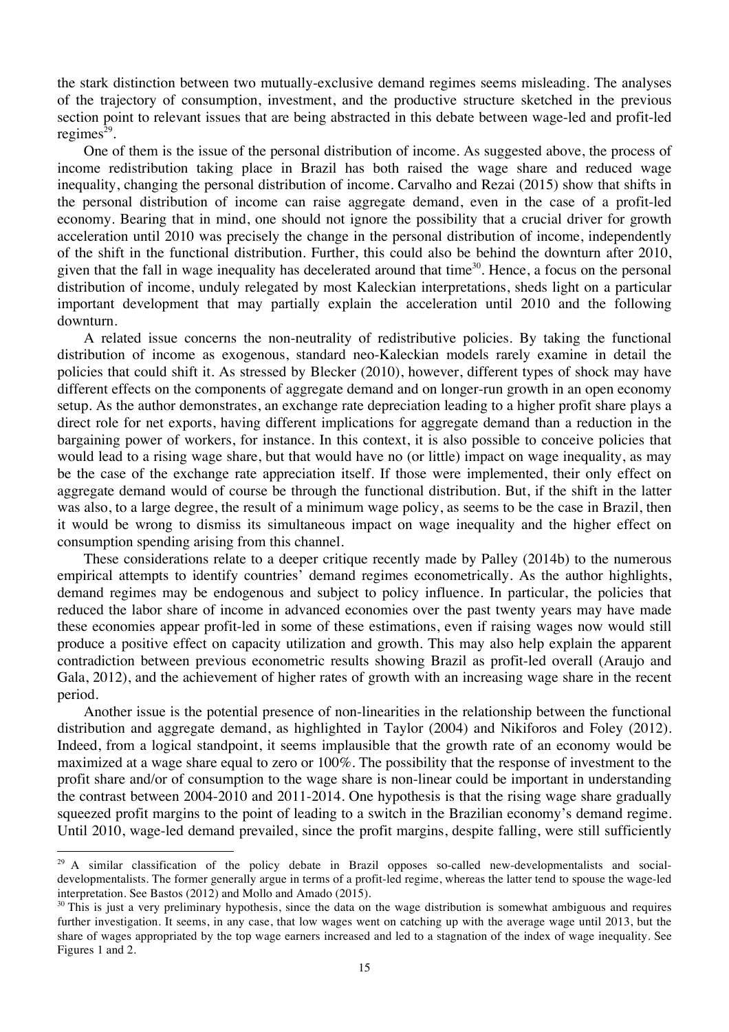the stark distinction between two mutually-exclusive demand regimes seems misleading. The analyses of the trajectory of consumption, investment, and the productive structure sketched in the previous section point to relevant issues that are being abstracted in this debate between wage-led and profit-led regimes[29].

One of them is the issue of the personal distribution of income. As suggested above, the process of income redistribution taking place in Brazil has both raised the wage share and reduced wage inequality, changing the personal distribution of income. Carvalho and Rezai (2015) show that shifts in the personal distribution of income can raise aggregate demand, even in the case of a profit-led economy. Bearing that in mind, one should not ignore the possibility that a crucial driver for growth acceleration until 2010 was precisely the change in the personal distribution of income, independently of the shift in the functional distribution. Further, this could also be behind the downturn after 2010, given that the fall in wage inequality has decelerated around that time[30]. Hence, a focus on the personal distribution of income, unduly relegated by most Kaleckian interpretations, sheds light on a particular important development that may partially explain the acceleration until 2010 and the following downturn.

A related issue concerns the non-neutrality of redistributive policies. By taking the functional distribution of income as exogenous, standard neo-Kaleckian models rarely examine in detail the policies that could shift it. As stressed by Blecker (2010), however, different types of shock may have different effects on the components of aggregate demand and on longer-run growth in an open economy setup. As the author demonstrates, an exchange rate depreciation leading to a higher profit share plays a direct role for net exports, having different implications for aggregate demand than a reduction in the bargaining power of workers, for instance. In this context, it is also possible to conceive policies that would lead to a rising wage share, but that would have no (or little) impact on wage inequality, as may be the case of the exchange rate appreciation itself. If those were implemented, their only effect on aggregate demand would of course be through the functional distribution. But, if the shift in the latter was also, to a large degree, the result of a minimum wage policy, as seems to be the case in Brazil, then it would be wrong to dismiss its simultaneous impact on wage inequality and the higher effect on consumption spending arising from this channel.

These considerations relate to a deeper critique recently made by Palley (2014b) to the numerous empirical attempts to identify countries' demand regimes econometrically. As the author highlights, demand regimes may be endogenous and subject to policy influence. In particular, the policies that reduced the labor share of income in advanced economies over the past twenty years may have made these economies appear profit-led in some of these estimations, even if raising wages now would still produce a positive effect on capacity utilization and growth. This may also help explain the apparent contradiction between previous econometric results showing Brazil as profit-led overall (Araujo and Gala, 2012), and the achievement of higher rates of growth with an increasing wage share in the recent period.

Another issue is the potential presence of non-linearities in the relationship between the functional distribution and aggregate demand, as highlighted in Taylor (2004) and Nikiforos and Foley (2012). Indeed, from a logical standpoint, it seems implausible that the growth rate of an economy would be maximized at a wage share equal to zero or 100%. The possibility that the response of investment to the profit share and/or of consumption to the wage share is non-linear could be important in understanding the contrast between 2004-2010 and 2011-2014. One hypothesis is that the rising wage share gradually squeezed profit margins to the point of leading to a switch in the Brazilian economy's demand regime. Until 2010, wage-led demand prevailed, since the profit margins, despite falling, were still sufficiently

---

[29] A similar classification of the policy debate in Brazil opposes so-called new-developmentalists and social-developmentalists. The former generally argue in terms of a profit-led regime, whereas the latter tend to spouse the wage-led interpretation. See Bastos (2012) and Mollo and Amado (2015).

[30] This is just a very preliminary hypothesis, since the data on the wage distribution is somewhat ambiguous and requires further investigation. It seems, in any case, that low wages went on catching up with the average wage until 2013, but the share of wages appropriated by the top wage earners increased and led to a stagnation of the index of wage inequality. See Figures 1 and 2.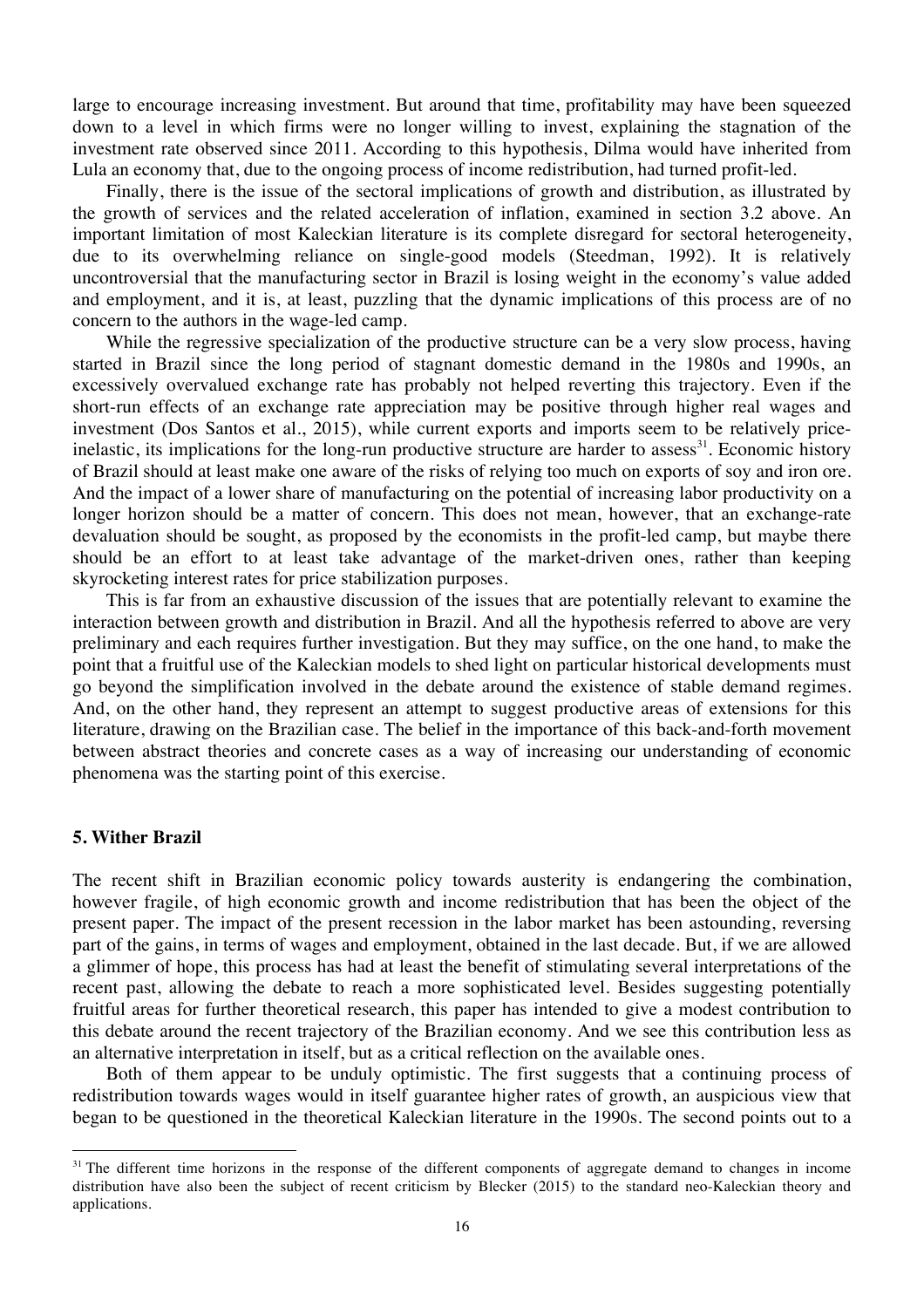large to encourage increasing investment. But around that time, profitability may have been squeezed down to a level in which firms were no longer willing to invest, explaining the stagnation of the investment rate observed since 2011. According to this hypothesis, Dilma would have inherited from Lula an economy that, due to the ongoing process of income redistribution, had turned profit-led.

Finally, there is the issue of the sectoral implications of growth and distribution, as illustrated by the growth of services and the related acceleration of inflation, examined in section 3.2 above. An important limitation of most Kaleckian literature is its complete disregard for sectoral heterogeneity, due to its overwhelming reliance on single-good models (Steedman, 1992). It is relatively uncontroversial that the manufacturing sector in Brazil is losing weight in the economy's value added and employment, and it is, at least, puzzling that the dynamic implications of this process are of no concern to the authors in the wage-led camp.

While the regressive specialization of the productive structure can be a very slow process, having started in Brazil since the long period of stagnant domestic demand in the 1980s and 1990s, an excessively overvalued exchange rate has probably not helped reverting this trajectory. Even if the short-run effects of an exchange rate appreciation may be positive through higher real wages and investment (Dos Santos et al., 2015), while current exports and imports seem to be relatively price-inelastic, its implications for the long-run productive structure are harder to assess[31]. Economic history of Brazil should at least make one aware of the risks of relying too much on exports of soy and iron ore. And the impact of a lower share of manufacturing on the potential of increasing labor productivity on a longer horizon should be a matter of concern. This does not mean, however, that an exchange-rate devaluation should be sought, as proposed by the economists in the profit-led camp, but maybe there should be an effort to at least take advantage of the market-driven ones, rather than keeping skyrocketing interest rates for price stabilization purposes.

This is far from an exhaustive discussion of the issues that are potentially relevant to examine the interaction between growth and distribution in Brazil. And all the hypothesis referred to above are very preliminary and each requires further investigation. But they may suffice, on the one hand, to make the point that a fruitful use of the Kaleckian models to shed light on particular historical developments must go beyond the simplification involved in the debate around the existence of stable demand regimes. And, on the other hand, they represent an attempt to suggest productive areas of extensions for this literature, drawing on the Brazilian case. The belief in the importance of this back-and-forth movement between abstract theories and concrete cases as a way of increasing our understanding of economic phenomena was the starting point of this exercise.

## 5. Wither Brazil

The recent shift in Brazilian economic policy towards austerity is endangering the combination, however fragile, of high economic growth and income redistribution that has been the object of the present paper. The impact of the present recession in the labor market has been astounding, reversing part of the gains, in terms of wages and employment, obtained in the last decade. But, if we are allowed a glimmer of hope, this process has had at least the benefit of stimulating several interpretations of the recent past, allowing the debate to reach a more sophisticated level. Besides suggesting potentially fruitful areas for further theoretical research, this paper has intended to give a modest contribution to this debate around the recent trajectory of the Brazilian economy. And we see this contribution less as an alternative interpretation in itself, but as a critical reflection on the available ones.

Both of them appear to be unduly optimistic. The first suggests that a continuing process of redistribution towards wages would in itself guarantee higher rates of growth, an auspicious view that began to be questioned in the theoretical Kaleckian literature in the 1990s. The second points out to a

[31] The different time horizons in the response of the different components of aggregate demand to changes in income distribution have also been the subject of recent criticism by Blecker (2015) to the standard neo-Kaleckian theory and applications.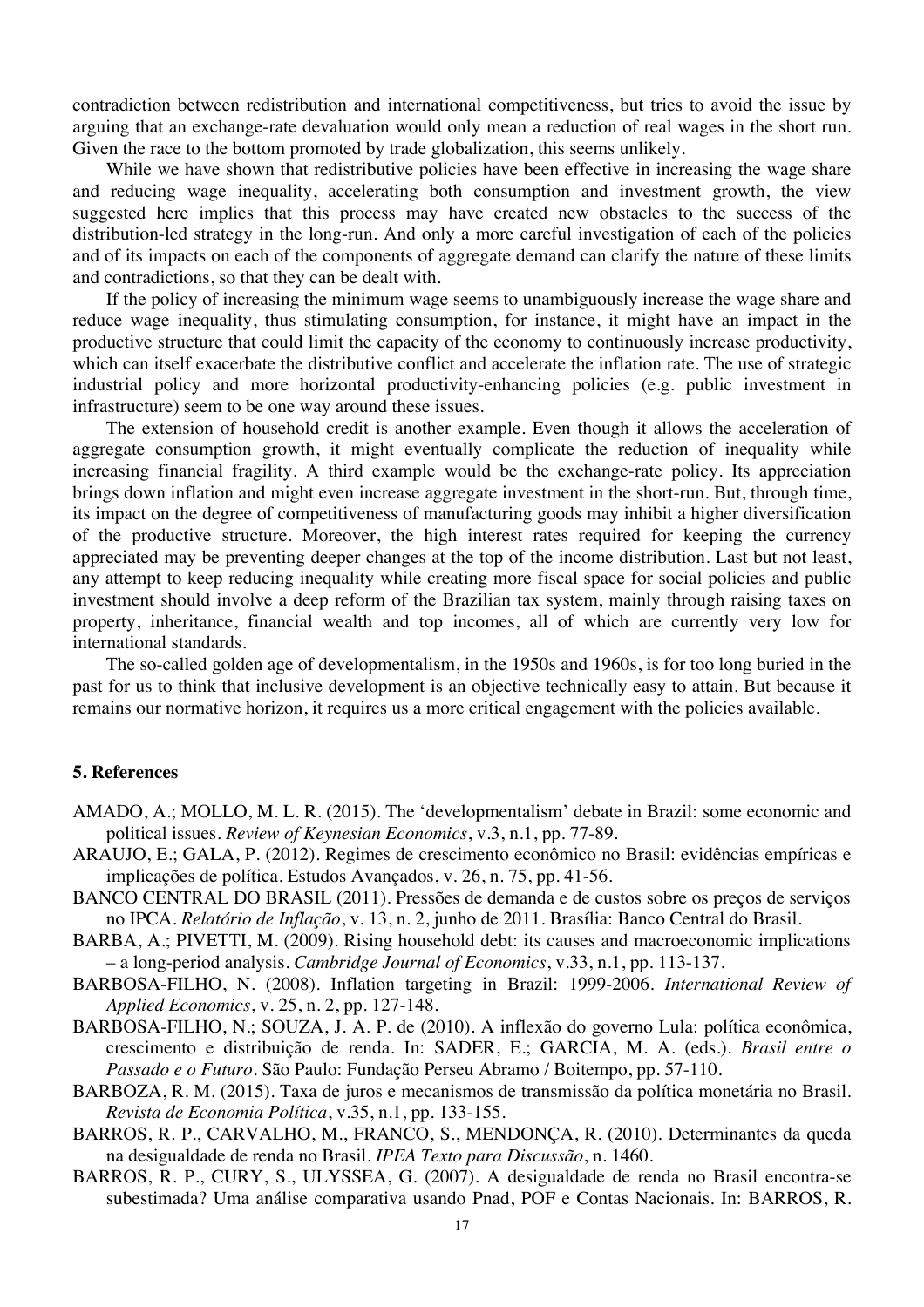contradiction between redistribution and international competitiveness, but tries to avoid the issue by arguing that an exchange-rate devaluation would only mean a reduction of real wages in the short run. Given the race to the bottom promoted by trade globalization, this seems unlikely.

While we have shown that redistributive policies have been effective in increasing the wage share and reducing wage inequality, accelerating both consumption and investment growth, the view suggested here implies that this process may have created new obstacles to the success of the distribution-led strategy in the long-run. And only a more careful investigation of each of the policies and of its impacts on each of the components of aggregate demand can clarify the nature of these limits and contradictions, so that they can be dealt with.

If the policy of increasing the minimum wage seems to unambiguously increase the wage share and reduce wage inequality, thus stimulating consumption, for instance, it might have an impact in the productive structure that could limit the capacity of the economy to continuously increase productivity, which can itself exacerbate the distributive conflict and accelerate the inflation rate. The use of strategic industrial policy and more horizontal productivity-enhancing policies (e.g. public investment in infrastructure) seem to be one way around these issues.

The extension of household credit is another example. Even though it allows the acceleration of aggregate consumption growth, it might eventually complicate the reduction of inequality while increasing financial fragility. A third example would be the exchange-rate policy. Its appreciation brings down inflation and might even increase aggregate investment in the short-run. But, through time, its impact on the degree of competitiveness of manufacturing goods may inhibit a higher diversification of the productive structure. Moreover, the high interest rates required for keeping the currency appreciated may be preventing deeper changes at the top of the income distribution. Last but not least, any attempt to keep reducing inequality while creating more fiscal space for social policies and public investment should involve a deep reform of the Brazilian tax system, mainly through raising taxes on property, inheritance, financial wealth and top incomes, all of which are currently very low for international standards.

The so-called golden age of developmentalism, in the 1950s and 1960s, is for too long buried in the past for us to think that inclusive development is an objective technically easy to attain. But because it remains our normative horizon, it requires us a more critical engagement with the policies available.

## 5. References

AMADO, A.; MOLLO, M. L. R. (2015). The 'developmentalism' debate in Brazil: some economic and political issues. *Review of Keynesian Economics*, v.3, n.1, pp. 77-89.

ARAUJO, E.; GALA, P. (2012). Regimes de crescimento econômico no Brasil: evidências empíricas e implicações de política. Estudos Avançados, v. 26, n. 75, pp. 41-56.

BANCO CENTRAL DO BRASIL (2011). Pressões de demanda e de custos sobre os preços de serviços no IPCA. *Relatório de Inflação*, v. 13, n. 2, junho de 2011. Brasília: Banco Central do Brasil.

BARBA, A.; PIVETTI, M. (2009). Rising household debt: its causes and macroeconomic implications – a long-period analysis. *Cambridge Journal of Economics*, v.33, n.1, pp. 113-137.

BARBOSA-FILHO, N. (2008). Inflation targeting in Brazil: 1999-2006. *International Review of Applied Economics*, v. 25, n. 2, pp. 127-148.

BARBOSA-FILHO, N.; SOUZA, J. A. P. de (2010). A inflexão do governo Lula: política econômica, crescimento e distribuição de renda. In: SADER, E.; GARCIA, M. A. (eds.). *Brasil entre o Passado e o Futuro*. São Paulo: Fundação Perseu Abramo / Boitempo, pp. 57-110.

BARBOZA, R. M. (2015). Taxa de juros e mecanismos de transmissão da política monetária no Brasil. *Revista de Economia Política*, v.35, n.1, pp. 133-155.

BARROS, R. P., CARVALHO, M., FRANCO, S., MENDONÇA, R. (2010). Determinantes da queda na desigualdade de renda no Brasil. *IPEA Texto para Discussão*, n. 1460.

BARROS, R. P., CURY, S., ULYSSEA, G. (2007). A desigualdade de renda no Brasil encontra-se subestimada? Uma análise comparativa usando Pnad, POF e Contas Nacionais. In: BARROS, R.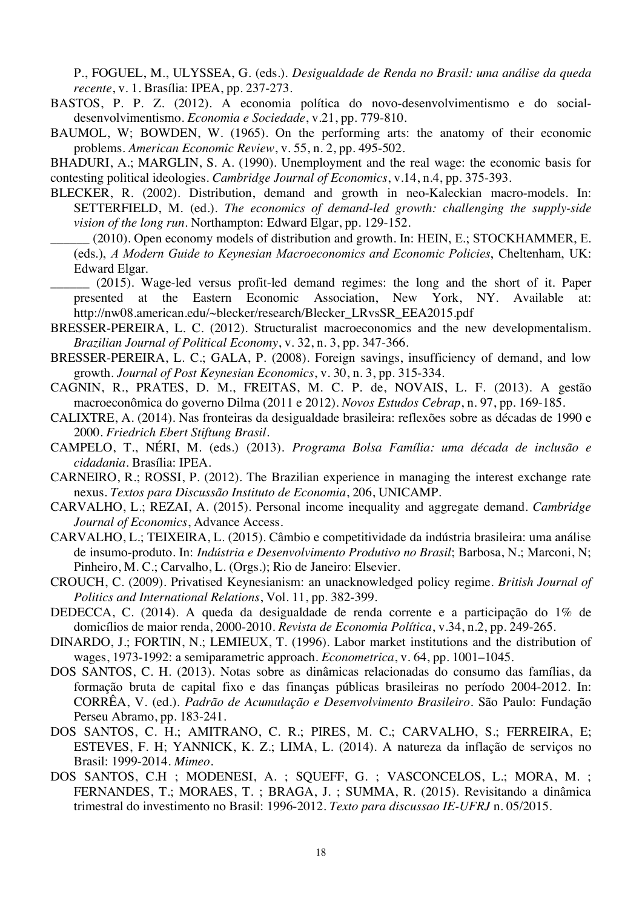P., FOGUEL, M., ULYSSEA, G. (eds.). *Desigualdade de Renda no Brasil: uma análise da queda recente*, v. 1. Brasília: IPEA, pp. 237-273.

BASTOS, P. P. Z. (2012). A economia política do novo-desenvolvimentismo e do social-desenvolvimentismo. *Economia e Sociedade*, v.21, pp. 779-810.

BAUMOL, W; BOWDEN, W. (1965). On the performing arts: the anatomy of their economic problems. *American Economic Review*, v. 55, n. 2, pp. 495-502.

BHADURI, A.; MARGLIN, S. A. (1990). Unemployment and the real wage: the economic basis for contesting political ideologies. *Cambridge Journal of Economics*, v.14, n.4, pp. 375-393.

BLECKER, R. (2002). Distribution, demand and growth in neo-Kaleckian macro-models. In: SETTERFIELD, M. (ed.). *The economics of demand-led growth: challenging the supply-side vision of the long run*. Northampton: Edward Elgar, pp. 129-152.

______ (2010). Open economy models of distribution and growth. In: HEIN, E.; STOCKHAMMER, E. (eds.), *A Modern Guide to Keynesian Macroeconomics and Economic Policies*, Cheltenham, UK: Edward Elgar.

______ (2015). Wage-led versus profit-led demand regimes: the long and the short of it. Paper presented at the Eastern Economic Association, New York, NY. Available at: http://nw08.american.edu/~blecker/research/Blecker_LRvsSR_EEA2015.pdf

BRESSER-PEREIRA, L. C. (2012). Structuralist macroeconomics and the new developmentalism. *Brazilian Journal of Political Economy*, v. 32, n. 3, pp. 347-366.

BRESSER-PEREIRA, L. C.; GALA, P. (2008). Foreign savings, insufficiency of demand, and low growth. *Journal of Post Keynesian Economics*, v. 30, n. 3, pp. 315-334.

CAGNIN, R., PRATES, D. M., FREITAS, M. C. P. de, NOVAIS, L. F. (2013). A gestão macroeconômica do governo Dilma (2011 e 2012). *Novos Estudos Cebrap*, n. 97, pp. 169-185.

CALIXTRE, A. (2014). Nas fronteiras da desigualdade brasileira: reflexões sobre as décadas de 1990 e 2000. *Friedrich Ebert Stiftung Brasil*.

CAMPELO, T., NÉRI, M. (eds.) (2013). *Programa Bolsa Família: uma década de inclusão e cidadania*. Brasília: IPEA.

CARNEIRO, R.; ROSSI, P. (2012). The Brazilian experience in managing the interest exchange rate nexus. *Textos para Discussão Instituto de Economia*, 206, UNICAMP.

CARVALHO, L.; REZAI, A. (2015). Personal income inequality and aggregate demand. *Cambridge Journal of Economics*, Advance Access.

CARVALHO, L.; TEIXEIRA, L. (2015). Câmbio e competitividade da indústria brasileira: uma análise de insumo-produto. In: *Indústria e Desenvolvimento Produtivo no Brasil*; Barbosa, N.; Marconi, N; Pinheiro, M. C.; Carvalho, L. (Orgs.); Rio de Janeiro: Elsevier.

CROUCH, C. (2009). Privatised Keynesianism: an unacknowledged policy regime. *British Journal of Politics and International Relations*, Vol. 11, pp. 382-399.

DEDECCA, C. (2014). A queda da desigualdade de renda corrente e a participação do 1% de domicílios de maior renda, 2000-2010. *Revista de Economia Política*, v.34, n.2, pp. 249-265.

DINARDO, J.; FORTIN, N.; LEMIEUX, T. (1996). Labor market institutions and the distribution of wages, 1973-1992: a semiparametric approach. *Econometrica*, v. 64, pp. 1001–1045.

DOS SANTOS, C. H. (2013). Notas sobre as dinâmicas relacionadas do consumo das famílias, da formação bruta de capital fixo e das finanças públicas brasileiras no período 2004-2012. In: CORRÊA, V. (ed.). *Padrão de Acumulação e Desenvolvimento Brasileiro*. São Paulo: Fundação Perseu Abramo, pp. 183-241.

DOS SANTOS, C. H.; AMITRANO, C. R.; PIRES, M. C.; CARVALHO, S.; FERREIRA, E; ESTEVES, F. H; YANNICK, K. Z.; LIMA, L. (2014). A natureza da inflação de serviços no Brasil: 1999-2014. *Mimeo*.

DOS SANTOS, C.H ; MODENESI, A. ; SQUEFF, G. ; VASCONCELOS, L.; MORA, M. ; FERNANDES, T.; MORAES, T. ; BRAGA, J. ; SUMMA, R. (2015). Revisitando a dinâmica trimestral do investimento no Brasil: 1996-2012. *Texto para discussao IE-UFRJ* n. 05/2015.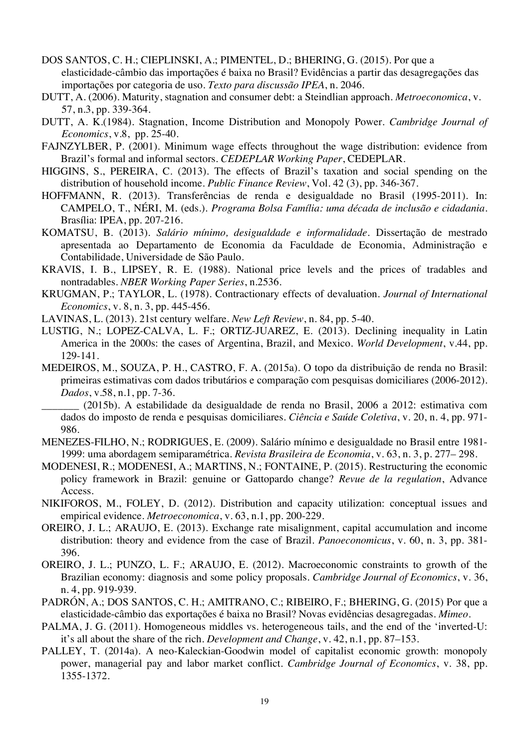DOS SANTOS, C. H.; CIEPLINSKI, A.; PIMENTEL, D.; BHERING, G. (2015). Por que a elasticidade-câmbio das importações é baixa no Brasil? Evidências a partir das desagregações das importações por categoria de uso. *Texto para discussão IPEA*, n. 2046.

DUTT, A. (2006). Maturity, stagnation and consumer debt: a Steindlian approach. *Metroeconomica*, v. 57, n.3, pp. 339-364.

DUTT, A. K.(1984). Stagnation, Income Distribution and Monopoly Power. *Cambridge Journal of Economics*, v.8, pp. 25-40.

FAJNZYLBER, P. (2001). Minimum wage effects throughout the wage distribution: evidence from Brazil's formal and informal sectors. *CEDEPLAR Working Paper*, CEDEPLAR.

HIGGINS, S., PEREIRA, C. (2013). The effects of Brazil's taxation and social spending on the distribution of household income. *Public Finance Review*, Vol. 42 (3), pp. 346-367.

HOFFMANN, R. (2013). Transferências de renda e desigualdade no Brasil (1995-2011). In: CAMPELO, T., NÉRI, M. (eds.). *Programa Bolsa Família: uma década de inclusão e cidadania*. Brasília: IPEA, pp. 207-216.

KOMATSU, B. (2013). *Salário mínimo, desigualdade e informalidade*. Dissertação de mestrado apresentada ao Departamento de Economia da Faculdade de Economia, Administração e Contabilidade, Universidade de São Paulo.

KRAVIS, I. B., LIPSEY, R. E. (1988). National price levels and the prices of tradables and nontradables. *NBER Working Paper Series*, n.2536.

KRUGMAN, P.; TAYLOR, L. (1978). Contractionary effects of devaluation. *Journal of International Economics*, v. 8, n. 3, pp. 445-456.

LAVINAS, L. (2013). 21st century welfare. *New Left Review*, n. 84, pp. 5-40.

LUSTIG, N.; LOPEZ-CALVA, L. F.; ORTIZ-JUAREZ, E. (2013). Declining inequality in Latin America in the 2000s: the cases of Argentina, Brazil, and Mexico. *World Development*, v.44, pp. 129-141.

MEDEIROS, M., SOUZA, P. H., CASTRO, F. A. (2015a). O topo da distribuição de renda no Brasil: primeiras estimativas com dados tributários e comparação com pesquisas domiciliares (2006-2012). *Dados*, v.58, n.1, pp. 7-36.

_______ (2015b). A estabilidade da desigualdade de renda no Brasil, 2006 a 2012: estimativa com dados do imposto de renda e pesquisas domiciliares. *Ciência e Saúde Coletiva*, v. 20, n. 4, pp. 971-986.

MENEZES-FILHO, N.; RODRIGUES, E. (2009). Salário mínimo e desigualdade no Brasil entre 1981-1999: uma abordagem semiparamétrica. *Revista Brasileira de Economia*, v. 63, n. 3, p. 277– 298.

MODENESI, R.; MODENESI, A.; MARTINS, N.; FONTAINE, P. (2015). Restructuring the economic policy framework in Brazil: genuine or Gattopardo change? *Revue de la regulation*, Advance Access.

NIKIFOROS, M., FOLEY, D. (2012). Distribution and capacity utilization: conceptual issues and empirical evidence. *Metroeconomica*, v. 63, n.1, pp. 200-229.

OREIRO, J. L.; ARAUJO, E. (2013). Exchange rate misalignment, capital accumulation and income distribution: theory and evidence from the case of Brazil. *Panoeconomicus*, v. 60, n. 3, pp. 381-396.

OREIRO, J. L.; PUNZO, L. F.; ARAUJO, E. (2012). Macroeconomic constraints to growth of the Brazilian economy: diagnosis and some policy proposals. *Cambridge Journal of Economics*, v. 36, n. 4, pp. 919-939.

PADRÓN, A.; DOS SANTOS, C. H.; AMITRANO, C.; RIBEIRO, F.; BHERING, G. (2015) Por que a elasticidade-câmbio das exportações é baixa no Brasil? Novas evidências desagregadas. *Mimeo*.

PALMA, J. G. (2011). Homogeneous middles vs. heterogeneous tails, and the end of the 'inverted-U: it's all about the share of the rich. *Development and Change*, v. 42, n.1, pp. 87–153.

PALLEY, T. (2014a). A neo-Kaleckian-Goodwin model of capitalist economic growth: monopoly power, managerial pay and labor market conflict. *Cambridge Journal of Economics*, v. 38, pp. 1355-1372.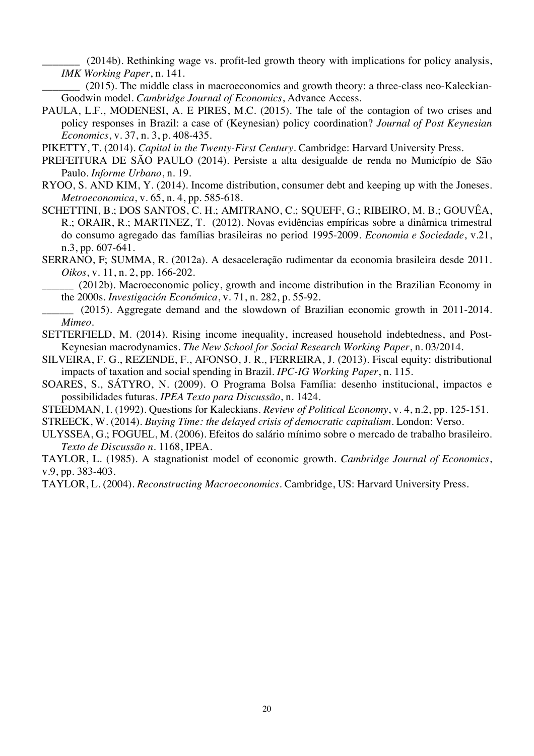_______ (2014b). Rethinking wage vs. profit-led growth theory with implications for policy analysis, *IMK Working Paper*, n. 141.

_______ (2015). The middle class in macroeconomics and growth theory: a three-class neo-Kaleckian-Goodwin model. *Cambridge Journal of Economics*, Advance Access.

PAULA, L.F., MODENESI, A. E PIRES, M.C. (2015). The tale of the contagion of two crises and policy responses in Brazil: a case of (Keynesian) policy coordination? *Journal of Post Keynesian Economics*, v. 37, n. 3, p. 408-435.

PIKETTY, T. (2014). *Capital in the Twenty-First Century*. Cambridge: Harvard University Press.

PREFEITURA DE SÃO PAULO (2014). Persiste a alta desigualde de renda no Município de São Paulo. *Informe Urbano*, n. 19.

RYOO, S. AND KIM, Y. (2014). Income distribution, consumer debt and keeping up with the Joneses. *Metroeconomica*, v. 65, n. 4, pp. 585-618.

SCHETTINI, B.; DOS SANTOS, C. H.; AMITRANO, C.; SQUEFF, G.; RIBEIRO, M. B.; GOUVÊA, R.; ORAIR, R.; MARTINEZ, T. (2012). Novas evidências empíricas sobre a dinâmica trimestral do consumo agregado das famílias brasileiras no period 1995-2009. *Economia e Sociedade*, v.21, n.3, pp. 607-641.

SERRANO, F; SUMMA, R. (2012a). A desaceleração rudimentar da economia brasileira desde 2011. *Oikos*, v. 11, n. 2, pp. 166-202.

______ (2012b). Macroeconomic policy, growth and income distribution in the Brazilian Economy in the 2000s. *Investigación Económica*, v. 71, n. 282, p. 55-92.

______ (2015). Aggregate demand and the slowdown of Brazilian economic growth in 2011-2014. *Mimeo*.

SETTERFIELD, M. (2014). Rising income inequality, increased household indebtedness, and Post-Keynesian macrodynamics. *The New School for Social Research Working Paper*, n. 03/2014.

SILVEIRA, F. G., REZENDE, F., AFONSO, J. R., FERREIRA, J. (2013). Fiscal equity: distributional impacts of taxation and social spending in Brazil. *IPC-IG Working Paper*, n. 115.

SOARES, S., SÁTYRO, N. (2009). O Programa Bolsa Família: desenho institucional, impactos e possibilidades futuras. *IPEA Texto para Discussão*, n. 1424.

STEEDMAN, I. (1992). Questions for Kaleckians. *Review of Political Economy*, v. 4, n.2, pp. 125-151.

STREECK, W. (2014). *Buying Time: the delayed crisis of democratic capitalism*. London: Verso.

ULYSSEA, G.; FOGUEL, M. (2006). Efeitos do salário mínimo sobre o mercado de trabalho brasileiro. *Texto de Discussão n.* 1168, IPEA.

TAYLOR, L. (1985). A stagnationist model of economic growth. *Cambridge Journal of Economics*, v.9, pp. 383-403.

TAYLOR, L. (2004). *Reconstructing Macroeconomics*. Cambridge, US: Harvard University Press.